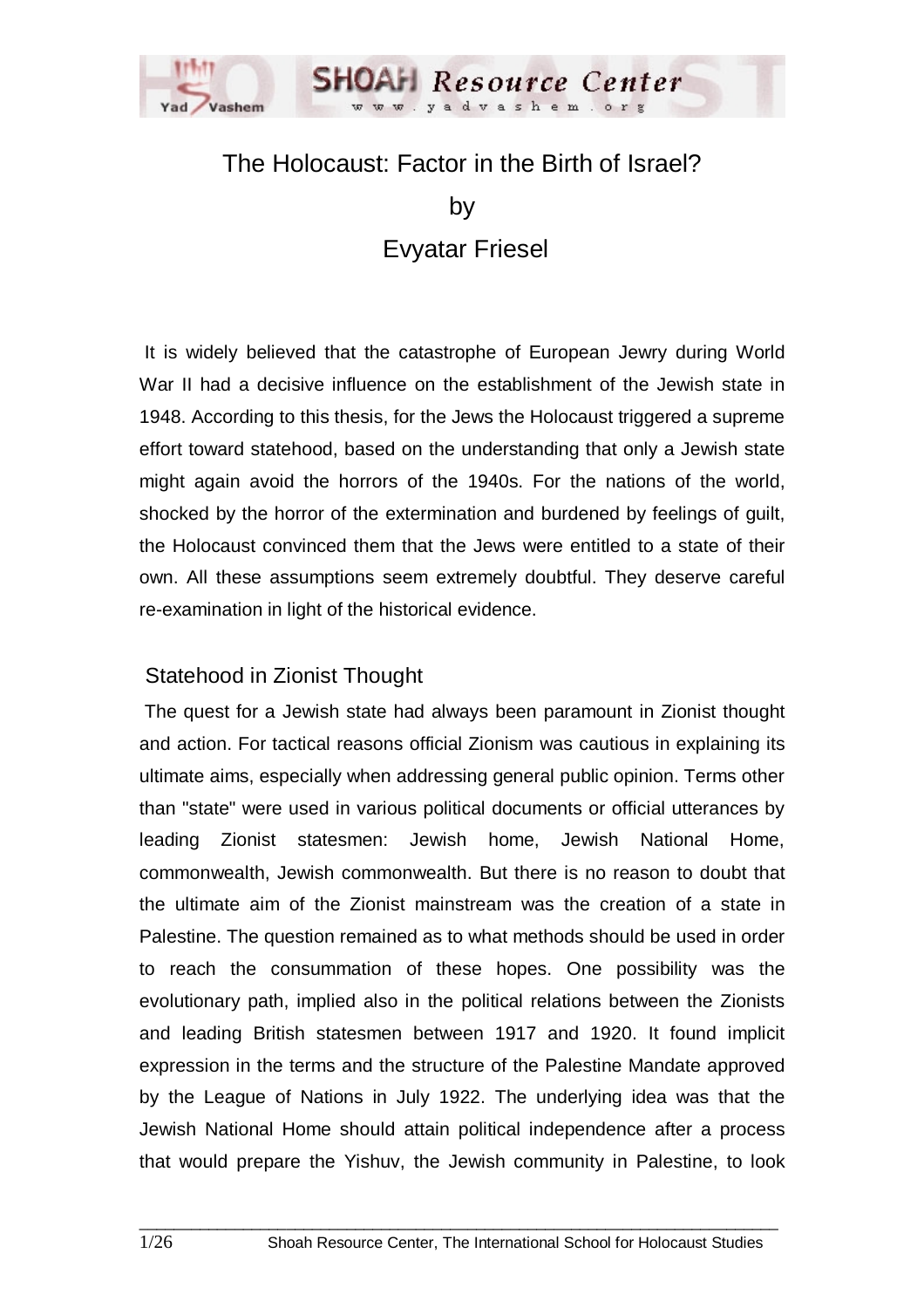# The Holocaust: Factor in the Birth of Israel?

by

Evyatar Friesel

It is widely believed that the catastrophe of European Jewry during World War II had a decisive influence on the establishment of the Jewish state in 1948. According to this thesis, for the Jews the Holocaust triggered a supreme effort toward statehood, based on the understanding that only a Jewish state might again avoid the horrors of the 1940s. For the nations of the world, shocked by the horror of the extermination and burdened by feelings of guilt, the Holocaust convinced them that the Jews were entitled to a state of their own. All these assumptions seem extremely doubtful. They deserve careful re-examination in light of the historical evidence.

## Statehood in Zionist Thought

The quest for a Jewish state had always been paramount in Zionist thought and action. For tactical reasons official Zionism was cautious in explaining its ultimate aims, especially when addressing general public opinion. Terms other than "state" were used in various political documents or official utterances by leading Zionist statesmen: Jewish home, Jewish National Home, commonwealth, Jewish commonwealth. But there is no reason to doubt that the ultimate aim of the Zionist mainstream was the creation of a state in Palestine. The question remained as to what methods should be used in order to reach the consummation of these hopes. One possibility was the evolutionary path, implied also in the political relations between the Zionists and leading British statesmen between 1917 and 1920. It found implicit expression in the terms and the structure of the Palestine Mandate approved by the League of Nations in July 1922. The underlying idea was that the Jewish National Home should attain political independence after a process that would prepare the Yishuv, the Jewish community in Palestine, to look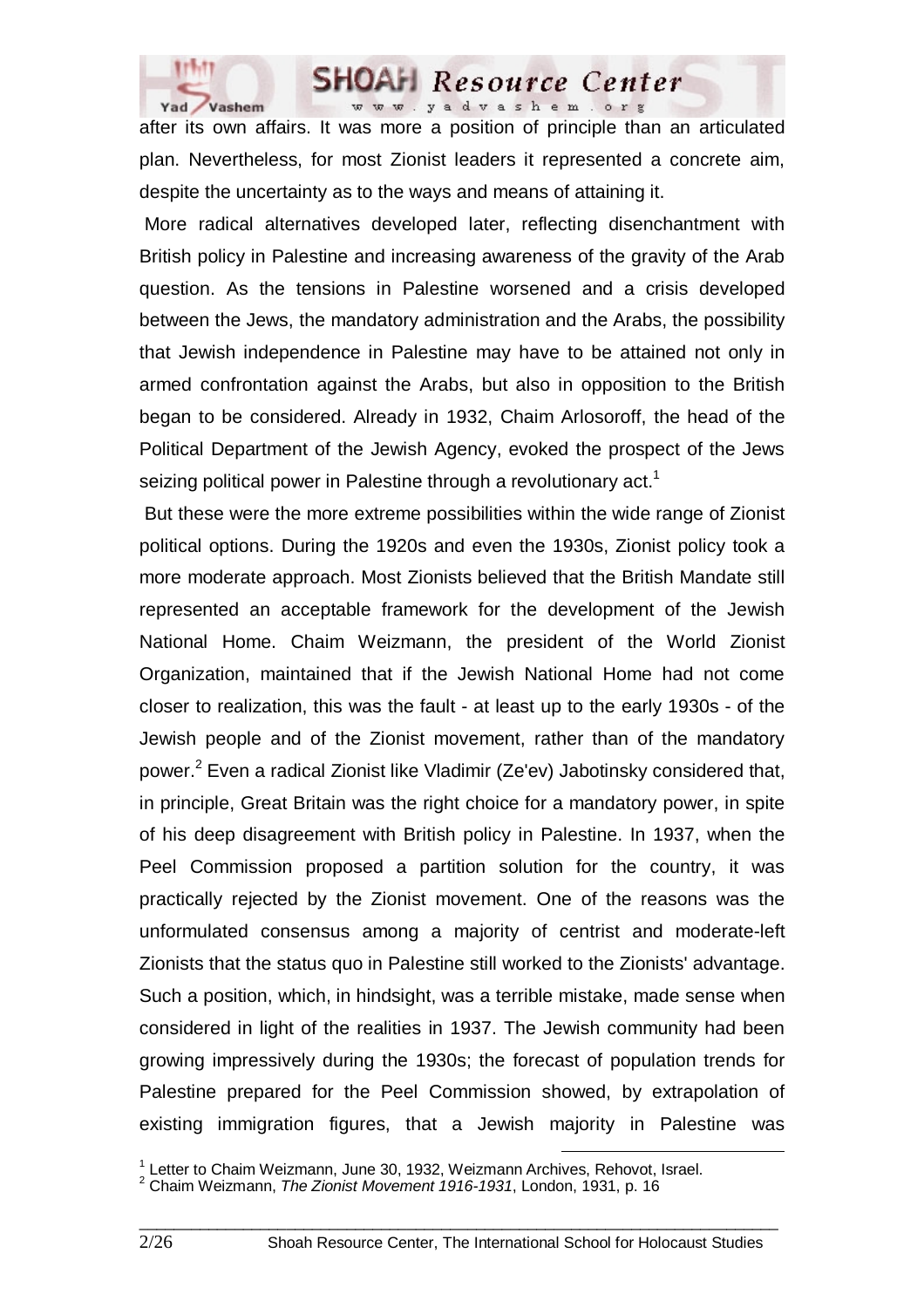after its own affairs. It was more a position of principle than an articulated plan. Nevertheless, for most Zionist leaders it represented a concrete aim, despite the uncertainty as to the ways and means of attaining it.

More radical alternatives developed later, reflecting disenchantment with British policy in Palestine and increasing awareness of the gravity of the Arab question. As the tensions in Palestine worsened and a crisis developed between the Jews, the mandatory administration and the Arabs, the possibility that Jewish independence in Palestine may have to be attained not only in armed confrontation against the Arabs, but also in opposition to the British began to be considered. Already in 1932, Chaim Arlosoroff, the head of the Political Department of the Jewish Agency, evoked the prospect of the Jews seizing political power in Palestine through a revolutionary act.[1]

But these were the more extreme possibilities within the wide range of Zionist political options. During the 1920s and even the 1930s, Zionist policy took a more moderate approach. Most Zionists believed that the British Mandate still represented an acceptable framework for the development of the Jewish National Home. Chaim Weizmann, the president of the World Zionist Organization, maintained that if the Jewish National Home had not come closer to realization, this was the fault - at least up to the early 1930s - of the Jewish people and of the Zionist movement, rather than of the mandatory power.[2] Even a radical Zionist like Vladimir (Ze'ev) Jabotinsky considered that, in principle, Great Britain was the right choice for a mandatory power, in spite of his deep disagreement with British policy in Palestine. In 1937, when the Peel Commission proposed a partition solution for the country, it was practically rejected by the Zionist movement. One of the reasons was the unformulated consensus among a majority of centrist and moderate-left Zionists that the status quo in Palestine still worked to the Zionists' advantage. Such a position, which, in hindsight, was a terrible mistake, made sense when considered in light of the realities in 1937. The Jewish community had been growing impressively during the 1930s; the forecast of population trends for Palestine prepared for the Peel Commission showed, by extrapolation of existing immigration figures, that a Jewish majority in Palestine was

---

[1] Letter to Chaim Weizmann, June 30, 1932, Weizmann Archives, Rehovot, Israel.

[2] Chaim Weizmann, *The Zionist Movement 1916-1931*, London, 1931, p. 16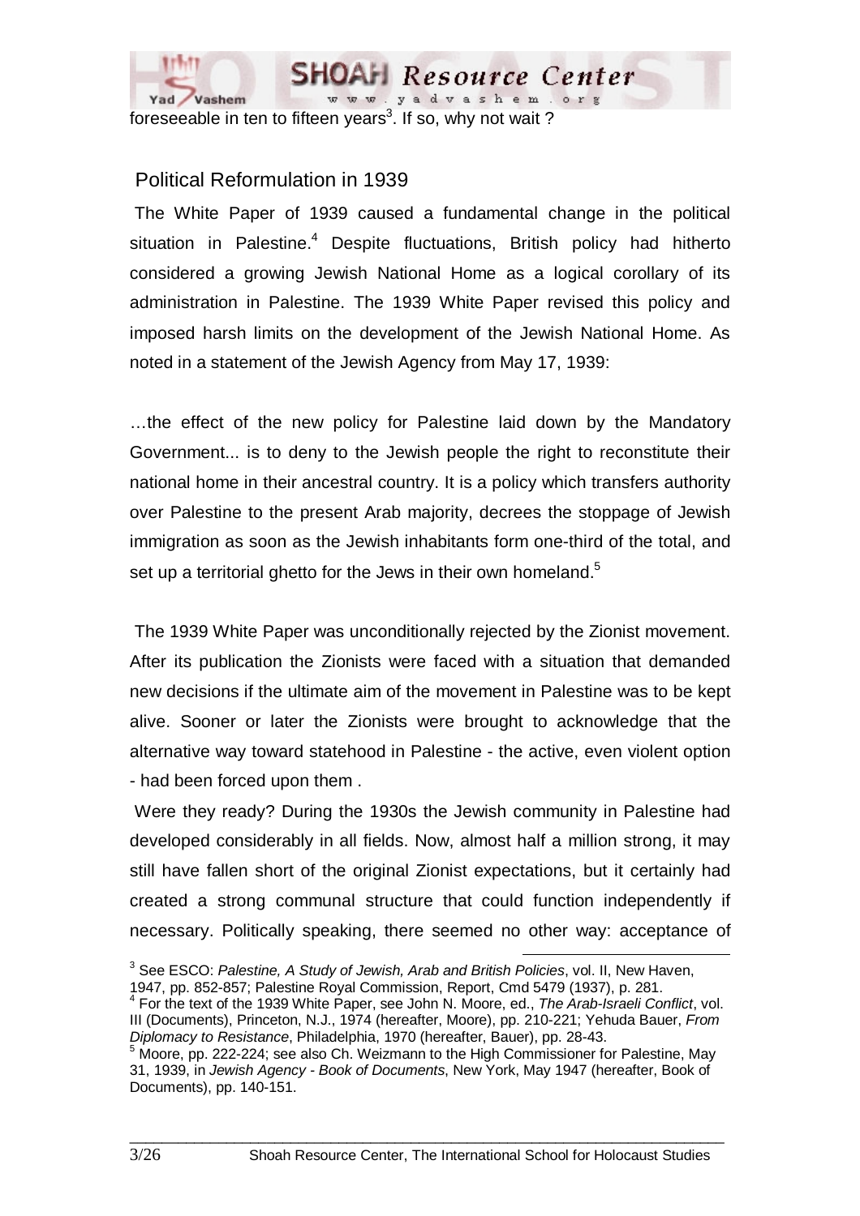foreseeable in ten to fifteen years[3]. If so, why not wait ?

## Political Reformulation in 1939

The White Paper of 1939 caused a fundamental change in the political situation in Palestine.[4] Despite fluctuations, British policy had hitherto considered a growing Jewish National Home as a logical corollary of its administration in Palestine. The 1939 White Paper revised this policy and imposed harsh limits on the development of the Jewish National Home. As noted in a statement of the Jewish Agency from May 17, 1939:

…the effect of the new policy for Palestine laid down by the Mandatory Government... is to deny to the Jewish people the right to reconstitute their national home in their ancestral country. It is a policy which transfers authority over Palestine to the present Arab majority, decrees the stoppage of Jewish immigration as soon as the Jewish inhabitants form one-third of the total, and set up a territorial ghetto for the Jews in their own homeland.[5]

The 1939 White Paper was unconditionally rejected by the Zionist movement. After its publication the Zionists were faced with a situation that demanded new decisions if the ultimate aim of the movement in Palestine was to be kept alive. Sooner or later the Zionists were brought to acknowledge that the alternative way toward statehood in Palestine - the active, even violent option - had been forced upon them .

Were they ready? During the 1930s the Jewish community in Palestine had developed considerably in all fields. Now, almost half a million strong, it may still have fallen short of the original Zionist expectations, but it certainly had created a strong communal structure that could function independently if necessary. Politically speaking, there seemed no other way: acceptance of

---

[3] See ESCO: *Palestine, A Study of Jewish, Arab and British Policies*, vol. II, New Haven, 1947, pp. 852-857; Palestine Royal Commission, Report, Cmd 5479 (1937), p. 281.

[4] For the text of the 1939 White Paper, see John N. Moore, ed., *The Arab-Israeli Conflict*, vol. III (Documents), Princeton, N.J., 1974 (hereafter, Moore), pp. 210-221; Yehuda Bauer, *From Diplomacy to Resistance*, Philadelphia, 1970 (hereafter, Bauer), pp. 28-43.

[5] Moore, pp. 222-224; see also Ch. Weizmann to the High Commissioner for Palestine, May 31, 1939, in *Jewish Agency - Book of Documents*, New York, May 1947 (hereafter, Book of Documents), pp. 140-151.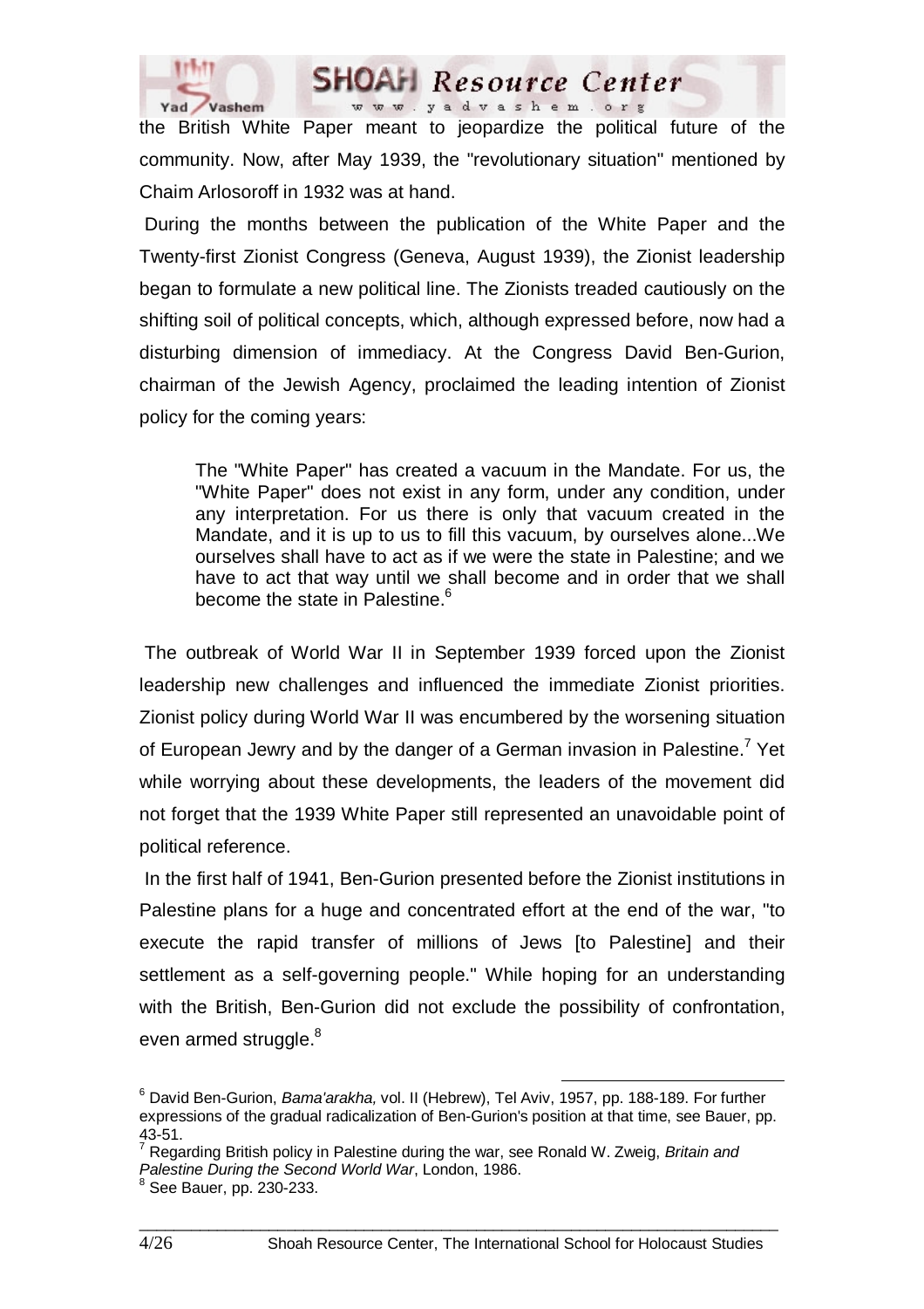the British White Paper meant to jeopardize the political future of the community. Now, after May 1939, the "revolutionary situation" mentioned by Chaim Arlosoroff in 1932 was at hand.

During the months between the publication of the White Paper and the Twenty-first Zionist Congress (Geneva, August 1939), the Zionist leadership began to formulate a new political line. The Zionists treaded cautiously on the shifting soil of political concepts, which, although expressed before, now had a disturbing dimension of immediacy. At the Congress David Ben-Gurion, chairman of the Jewish Agency, proclaimed the leading intention of Zionist policy for the coming years:

> The "White Paper" has created a vacuum in the Mandate. For us, the "White Paper" does not exist in any form, under any condition, under any interpretation. For us there is only that vacuum created in the Mandate, and it is up to us to fill this vacuum, by ourselves alone...We ourselves shall have to act as if we were the state in Palestine; and we have to act that way until we shall become and in order that we shall become the state in Palestine.[6]

The outbreak of World War II in September 1939 forced upon the Zionist leadership new challenges and influenced the immediate Zionist priorities. Zionist policy during World War II was encumbered by the worsening situation of European Jewry and by the danger of a German invasion in Palestine.[7] Yet while worrying about these developments, the leaders of the movement did not forget that the 1939 White Paper still represented an unavoidable point of political reference.

In the first half of 1941, Ben-Gurion presented before the Zionist institutions in Palestine plans for a huge and concentrated effort at the end of the war, "to execute the rapid transfer of millions of Jews [to Palestine] and their settlement as a self-governing people." While hoping for an understanding with the British, Ben-Gurion did not exclude the possibility of confrontation, even armed struggle.[8]

---

[6] David Ben-Gurion, *Bama'arakha,* vol. II (Hebrew), Tel Aviv, 1957, pp. 188-189. For further expressions of the gradual radicalization of Ben-Gurion's position at that time, see Bauer, pp. 43-51.

[7] Regarding British policy in Palestine during the war, see Ronald W. Zweig, *Britain and Palestine During the Second World War*, London, 1986.

[8] See Bauer, pp. 230-233.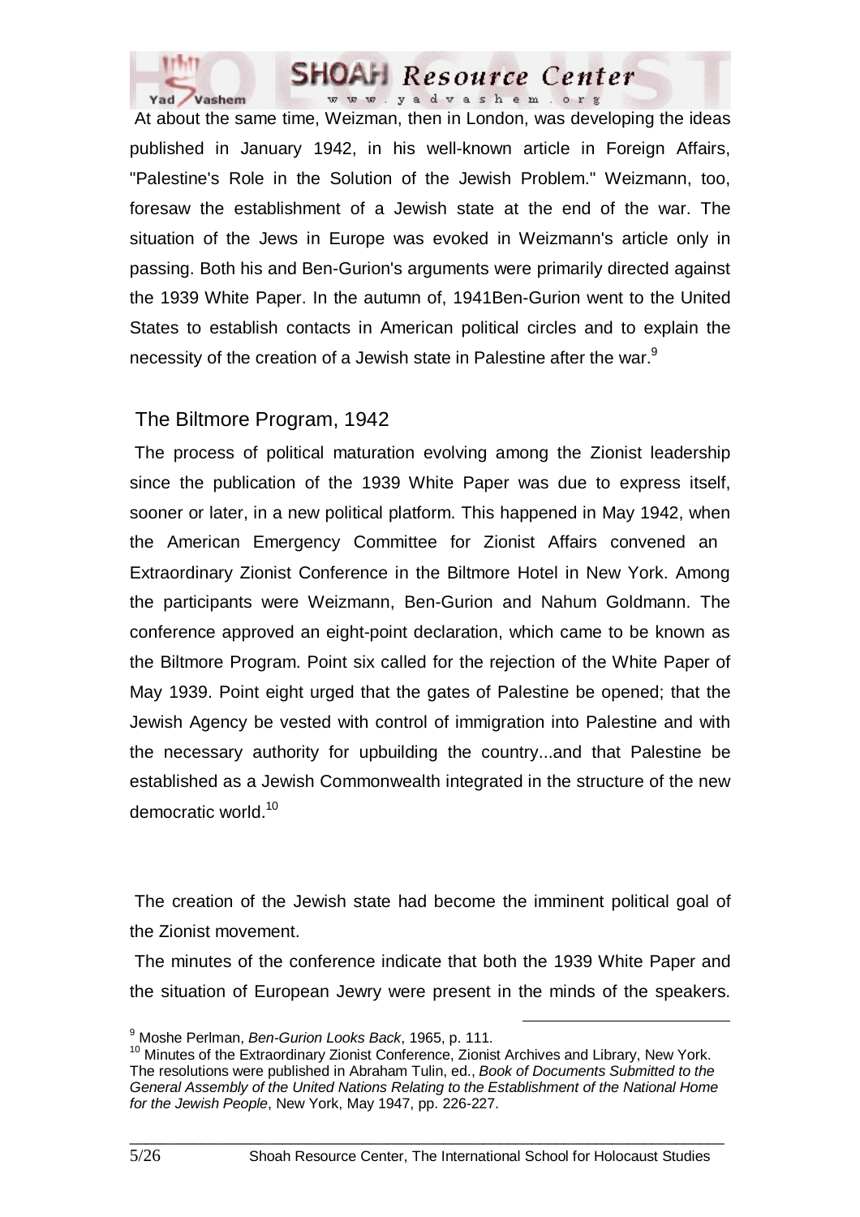At about the same time, Weizman, then in London, was developing the ideas published in January 1942, in his well-known article in Foreign Affairs, "Palestine's Role in the Solution of the Jewish Problem." Weizmann, too, foresaw the establishment of a Jewish state at the end of the war. The situation of the Jews in Europe was evoked in Weizmann's article only in passing. Both his and Ben-Gurion's arguments were primarily directed against the 1939 White Paper. In the autumn of, 1941Ben-Gurion went to the United States to establish contacts in American political circles and to explain the necessity of the creation of a Jewish state in Palestine after the war.[9]

## The Biltmore Program, 1942

The process of political maturation evolving among the Zionist leadership since the publication of the 1939 White Paper was due to express itself, sooner or later, in a new political platform. This happened in May 1942, when the American Emergency Committee for Zionist Affairs convened an Extraordinary Zionist Conference in the Biltmore Hotel in New York. Among the participants were Weizmann, Ben-Gurion and Nahum Goldmann. The conference approved an eight-point declaration, which came to be known as the Biltmore Program. Point six called for the rejection of the White Paper of May 1939. Point eight urged that the gates of Palestine be opened; that the Jewish Agency be vested with control of immigration into Palestine and with the necessary authority for upbuilding the country...and that Palestine be established as a Jewish Commonwealth integrated in the structure of the new democratic world.[10]

The creation of the Jewish state had become the imminent political goal of the Zionist movement.

The minutes of the conference indicate that both the 1939 White Paper and the situation of European Jewry were present in the minds of the speakers.

---

[9] Moshe Perlman, *Ben-Gurion Looks Back*, 1965, p. 111.

[10] Minutes of the Extraordinary Zionist Conference, Zionist Archives and Library, New York. The resolutions were published in Abraham Tulin, ed., *Book of Documents Submitted to the General Assembly of the United Nations Relating to the Establishment of the National Home for the Jewish People*, New York, May 1947, pp. 226-227.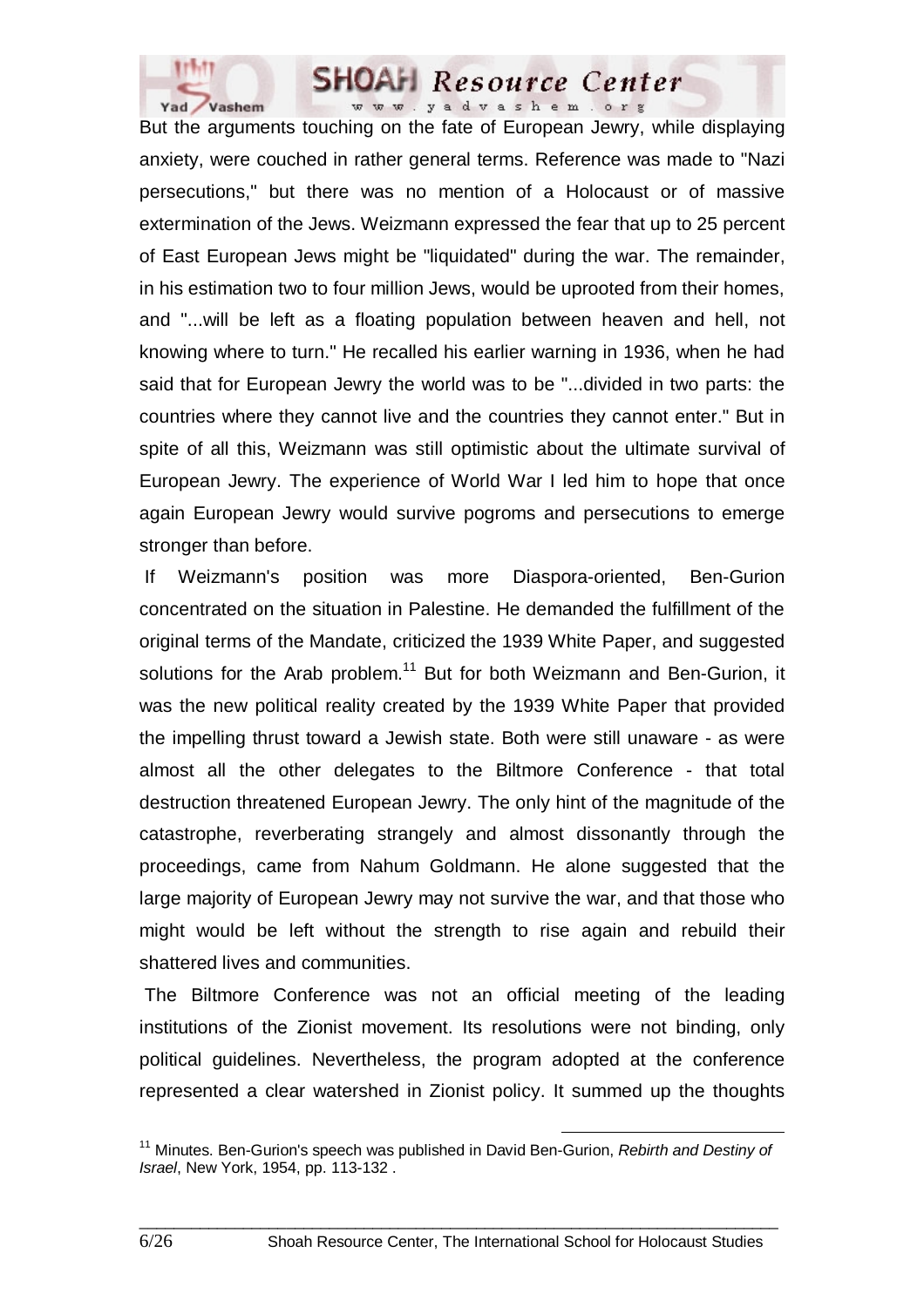But the arguments touching on the fate of European Jewry, while displaying anxiety, were couched in rather general terms. Reference was made to "Nazi persecutions," but there was no mention of a Holocaust or of massive extermination of the Jews. Weizmann expressed the fear that up to 25 percent of East European Jews might be "liquidated" during the war. The remainder, in his estimation two to four million Jews, would be uprooted from their homes, and "...will be left as a floating population between heaven and hell, not knowing where to turn." He recalled his earlier warning in 1936, when he had said that for European Jewry the world was to be "...divided in two parts: the countries where they cannot live and the countries they cannot enter." But in spite of all this, Weizmann was still optimistic about the ultimate survival of European Jewry. The experience of World War I led him to hope that once again European Jewry would survive pogroms and persecutions to emerge stronger than before.

If Weizmann's position was more Diaspora-oriented, Ben-Gurion concentrated on the situation in Palestine. He demanded the fulfillment of the original terms of the Mandate, criticized the 1939 White Paper, and suggested solutions for the Arab problem.[11] But for both Weizmann and Ben-Gurion, it was the new political reality created by the 1939 White Paper that provided the impelling thrust toward a Jewish state. Both were still unaware - as were almost all the other delegates to the Biltmore Conference - that total destruction threatened European Jewry. The only hint of the magnitude of the catastrophe, reverberating strangely and almost dissonantly through the proceedings, came from Nahum Goldmann. He alone suggested that the large majority of European Jewry may not survive the war, and that those who might would be left without the strength to rise again and rebuild their shattered lives and communities.

The Biltmore Conference was not an official meeting of the leading institutions of the Zionist movement. Its resolutions were not binding, only political guidelines. Nevertheless, the program adopted at the conference represented a clear watershed in Zionist policy. It summed up the thoughts

---

[11] Minutes. Ben-Gurion's speech was published in David Ben-Gurion, *Rebirth and Destiny of Israel*, New York, 1954, pp. 113-132 .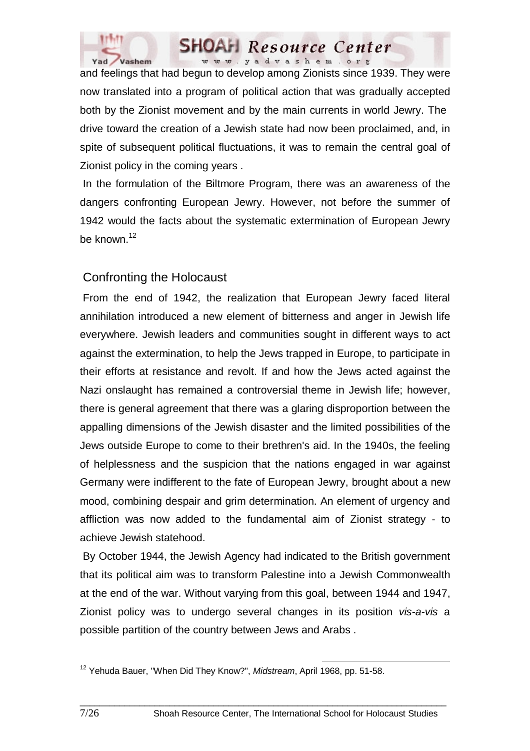and feelings that had begun to develop among Zionists since 1939. They were now translated into a program of political action that was gradually accepted both by the Zionist movement and by the main currents in world Jewry. The drive toward the creation of a Jewish state had now been proclaimed, and, in spite of subsequent political fluctuations, it was to remain the central goal of Zionist policy in the coming years .

In the formulation of the Biltmore Program, there was an awareness of the dangers confronting European Jewry. However, not before the summer of 1942 would the facts about the systematic extermination of European Jewry be known.[12]

## Confronting the Holocaust

From the end of 1942, the realization that European Jewry faced literal annihilation introduced a new element of bitterness and anger in Jewish life everywhere. Jewish leaders and communities sought in different ways to act against the extermination, to help the Jews trapped in Europe, to participate in their efforts at resistance and revolt. If and how the Jews acted against the Nazi onslaught has remained a controversial theme in Jewish life; however, there is general agreement that there was a glaring disproportion between the appalling dimensions of the Jewish disaster and the limited possibilities of the Jews outside Europe to come to their brethren's aid. In the 1940s, the feeling of helplessness and the suspicion that the nations engaged in war against Germany were indifferent to the fate of European Jewry, brought about a new mood, combining despair and grim determination. An element of urgency and affliction was now added to the fundamental aim of Zionist strategy - to achieve Jewish statehood.

By October 1944, the Jewish Agency had indicated to the British government that its political aim was to transform Palestine into a Jewish Commonwealth at the end of the war. Without varying from this goal, between 1944 and 1947, Zionist policy was to undergo several changes in its position *vis-a-vis* a possible partition of the country between Jews and Arabs .

---

[12] Yehuda Bauer, "When Did They Know?", *Midstream*, April 1968, pp. 51-58.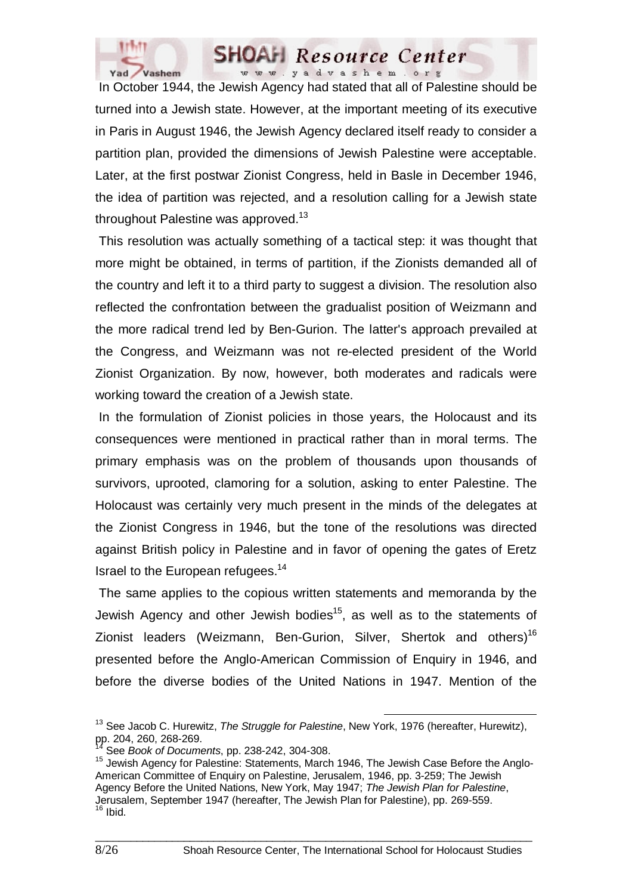In October 1944, the Jewish Agency had stated that all of Palestine should be turned into a Jewish state. However, at the important meeting of its executive in Paris in August 1946, the Jewish Agency declared itself ready to consider a partition plan, provided the dimensions of Jewish Palestine were acceptable. Later, at the first postwar Zionist Congress, held in Basle in December 1946, the idea of partition was rejected, and a resolution calling for a Jewish state throughout Palestine was approved.[13]

This resolution was actually something of a tactical step: it was thought that more might be obtained, in terms of partition, if the Zionists demanded all of the country and left it to a third party to suggest a division. The resolution also reflected the confrontation between the gradualist position of Weizmann and the more radical trend led by Ben-Gurion. The latter's approach prevailed at the Congress, and Weizmann was not re-elected president of the World Zionist Organization. By now, however, both moderates and radicals were working toward the creation of a Jewish state.

In the formulation of Zionist policies in those years, the Holocaust and its consequences were mentioned in practical rather than in moral terms. The primary emphasis was on the problem of thousands upon thousands of survivors, uprooted, clamoring for a solution, asking to enter Palestine. The Holocaust was certainly very much present in the minds of the delegates at the Zionist Congress in 1946, but the tone of the resolutions was directed against British policy in Palestine and in favor of opening the gates of Eretz Israel to the European refugees.[14]

The same applies to the copious written statements and memoranda by the Jewish Agency and other Jewish bodies[15], as well as to the statements of Zionist leaders (Weizmann, Ben-Gurion, Silver, Shertok and others)[16] presented before the Anglo-American Commission of Enquiry in 1946, and before the diverse bodies of the United Nations in 1947. Mention of the

---

[13] See Jacob C. Hurewitz, *The Struggle for Palestine*, New York, 1976 (hereafter, Hurewitz), pp. 204, 260, 268-269.

[14] See *Book of Documents*, pp. 238-242, 304-308.

[15] Jewish Agency for Palestine: Statements, March 1946, The Jewish Case Before the Anglo-American Committee of Enquiry on Palestine, Jerusalem, 1946, pp. 3-259; The Jewish Agency Before the United Nations, New York, May 1947; *The Jewish Plan for Palestine*, Jerusalem, September 1947 (hereafter, The Jewish Plan for Palestine), pp. 269-559.

[16] Ibid.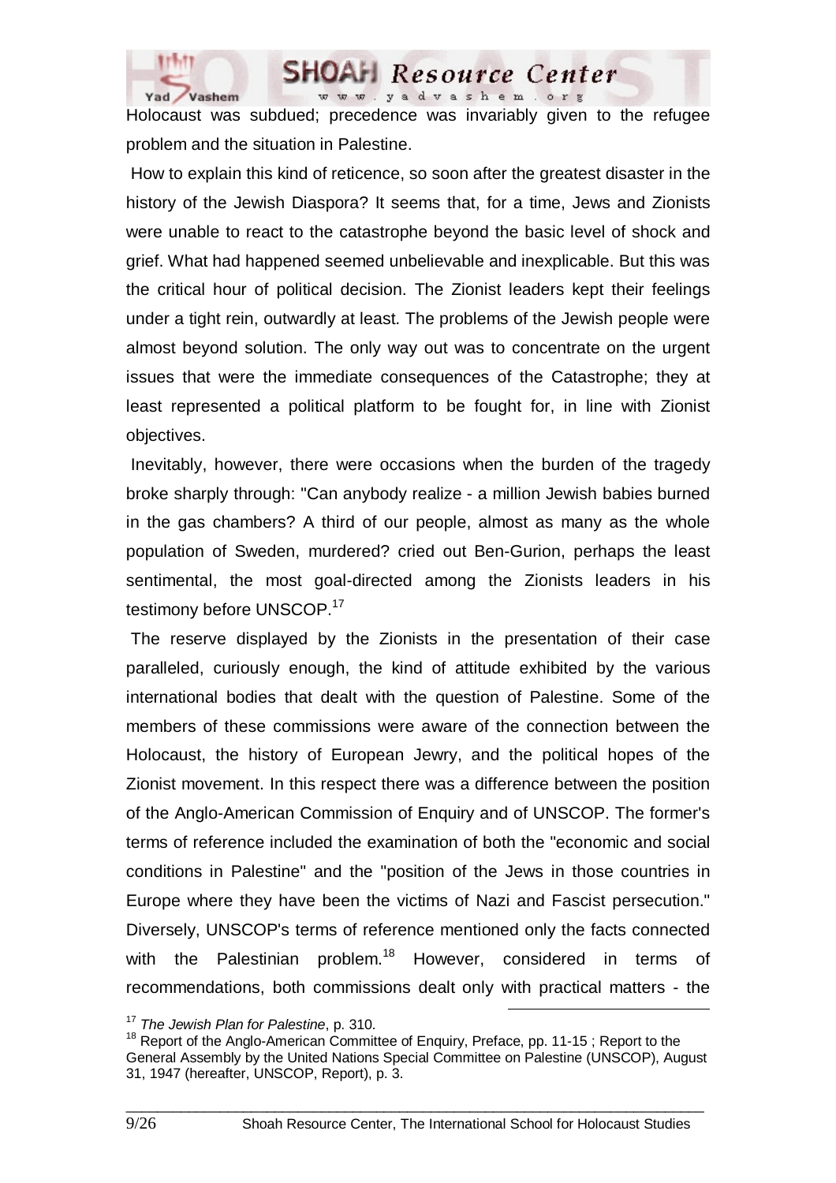Holocaust was subdued; precedence was invariably given to the refugee problem and the situation in Palestine.

How to explain this kind of reticence, so soon after the greatest disaster in the history of the Jewish Diaspora? It seems that, for a time, Jews and Zionists were unable to react to the catastrophe beyond the basic level of shock and grief. What had happened seemed unbelievable and inexplicable. But this was the critical hour of political decision. The Zionist leaders kept their feelings under a tight rein, outwardly at least. The problems of the Jewish people were almost beyond solution. The only way out was to concentrate on the urgent issues that were the immediate consequences of the Catastrophe; they at least represented a political platform to be fought for, in line with Zionist objectives.

Inevitably, however, there were occasions when the burden of the tragedy broke sharply through: "Can anybody realize - a million Jewish babies burned in the gas chambers? A third of our people, almost as many as the whole population of Sweden, murdered? cried out Ben-Gurion, perhaps the least sentimental, the most goal-directed among the Zionists leaders in his testimony before UNSCOP.[17]

The reserve displayed by the Zionists in the presentation of their case paralleled, curiously enough, the kind of attitude exhibited by the various international bodies that dealt with the question of Palestine. Some of the members of these commissions were aware of the connection between the Holocaust, the history of European Jewry, and the political hopes of the Zionist movement. In this respect there was a difference between the position of the Anglo-American Commission of Enquiry and of UNSCOP. The former's terms of reference included the examination of both the "economic and social conditions in Palestine" and the "position of the Jews in those countries in Europe where they have been the victims of Nazi and Fascist persecution." Diversely, UNSCOP's terms of reference mentioned only the facts connected with the Palestinian problem.[18] However, considered in terms of recommendations, both commissions dealt only with practical matters - the

[17] *The Jewish Plan for Palestine*, p. 310.

[18] Report of the Anglo-American Committee of Enquiry, Preface, pp. 11-15 ; Report to the General Assembly by the United Nations Special Committee on Palestine (UNSCOP), August 31, 1947 (hereafter, UNSCOP, Report), p. 3.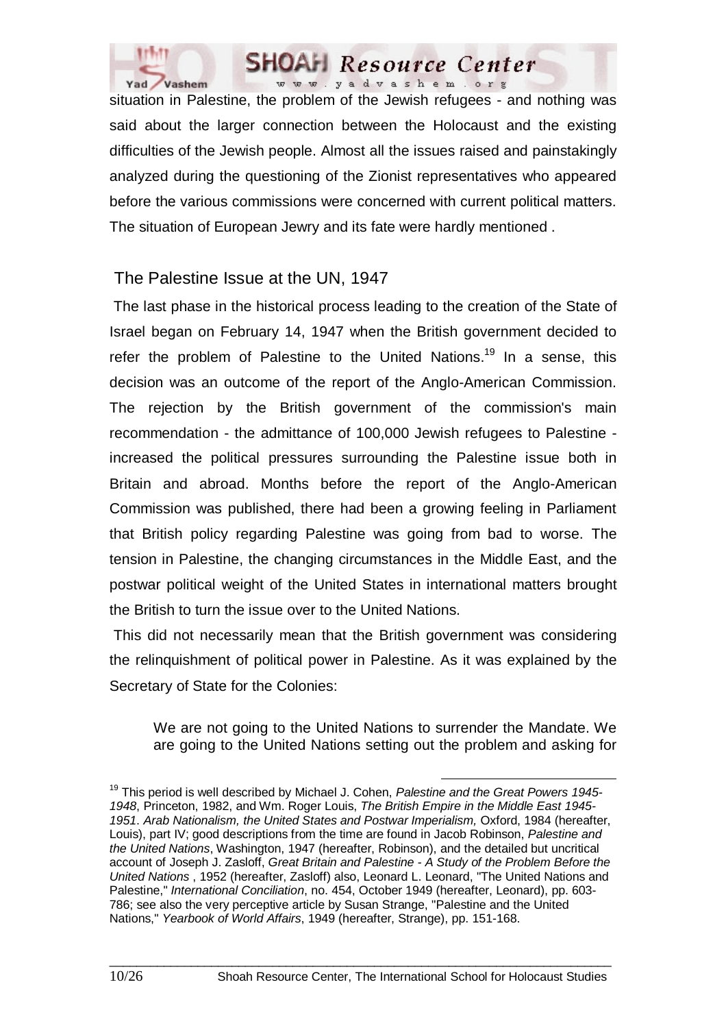situation in Palestine, the problem of the Jewish refugees - and nothing was said about the larger connection between the Holocaust and the existing difficulties of the Jewish people. Almost all the issues raised and painstakingly analyzed during the questioning of the Zionist representatives who appeared before the various commissions were concerned with current political matters. The situation of European Jewry and its fate were hardly mentioned .

## The Palestine Issue at the UN, 1947

The last phase in the historical process leading to the creation of the State of Israel began on February 14, 1947 when the British government decided to refer the problem of Palestine to the United Nations.[19] In a sense, this decision was an outcome of the report of the Anglo-American Commission. The rejection by the British government of the commission's main recommendation - the admittance of 100,000 Jewish refugees to Palestine - increased the political pressures surrounding the Palestine issue both in Britain and abroad. Months before the report of the Anglo-American Commission was published, there had been a growing feeling in Parliament that British policy regarding Palestine was going from bad to worse. The tension in Palestine, the changing circumstances in the Middle East, and the postwar political weight of the United States in international matters brought the British to turn the issue over to the United Nations.

This did not necessarily mean that the British government was considering the relinquishment of political power in Palestine. As it was explained by the Secretary of State for the Colonies:

> We are not going to the United Nations to surrender the Mandate. We are going to the United Nations setting out the problem and asking for

---

[19] This period is well described by Michael J. Cohen, *Palestine and the Great Powers 1945-1948*, Princeton, 1982, and Wm. Roger Louis, *The British Empire in the Middle East 1945-1951. Arab Nationalism, the United States and Postwar Imperialism,* Oxford, 1984 (hereafter, Louis), part IV; good descriptions from the time are found in Jacob Robinson, *Palestine and the United Nations*, Washington, 1947 (hereafter, Robinson), and the detailed but uncritical account of Joseph J. Zasloff, *Great Britain and Palestine - A Study of the Problem Before the United Nations* , 1952 (hereafter, Zasloff) also, Leonard L. Leonard, "The United Nations and Palestine," *International Conciliation*, no. 454, October 1949 (hereafter, Leonard), pp. 603-786; see also the very perceptive article by Susan Strange, "Palestine and the United Nations," *Yearbook of World Affairs*, 1949 (hereafter, Strange), pp. 151-168.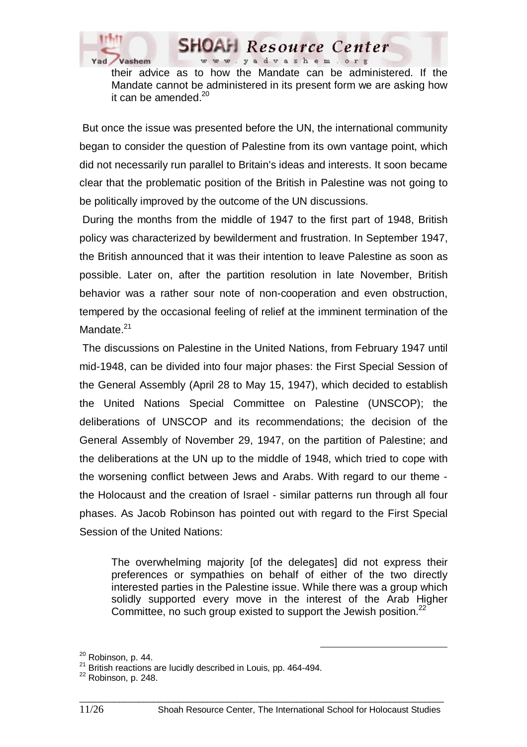> their advice as to how the Mandate can be administered. If the Mandate cannot be administered in its present form we are asking how it can be amended.[20]

But once the issue was presented before the UN, the international community began to consider the question of Palestine from its own vantage point, which did not necessarily run parallel to Britain's ideas and interests. It soon became clear that the problematic position of the British in Palestine was not going to be politically improved by the outcome of the UN discussions.

During the months from the middle of 1947 to the first part of 1948, British policy was characterized by bewilderment and frustration. In September 1947, the British announced that it was their intention to leave Palestine as soon as possible. Later on, after the partition resolution in late November, British behavior was a rather sour note of non-cooperation and even obstruction, tempered by the occasional feeling of relief at the imminent termination of the Mandate.[21]

The discussions on Palestine in the United Nations, from February 1947 until mid-1948, can be divided into four major phases: the First Special Session of the General Assembly (April 28 to May 15, 1947), which decided to establish the United Nations Special Committee on Palestine (UNSCOP); the deliberations of UNSCOP and its recommendations; the decision of the General Assembly of November 29, 1947, on the partition of Palestine; and the deliberations at the UN up to the middle of 1948, which tried to cope with the worsening conflict between Jews and Arabs. With regard to our theme - the Holocaust and the creation of Israel - similar patterns run through all four phases. As Jacob Robinson has pointed out with regard to the First Special Session of the United Nations:

> The overwhelming majority [of the delegates] did not express their preferences or sympathies on behalf of either of the two directly interested parties in the Palestine issue. While there was a group which solidly supported every move in the interest of the Arab Higher Committee, no such group existed to support the Jewish position.[22]

---

[20] Robinson, p. 44.

[21] British reactions are lucidly described in Louis, pp. 464-494.

[22] Robinson, p. 248.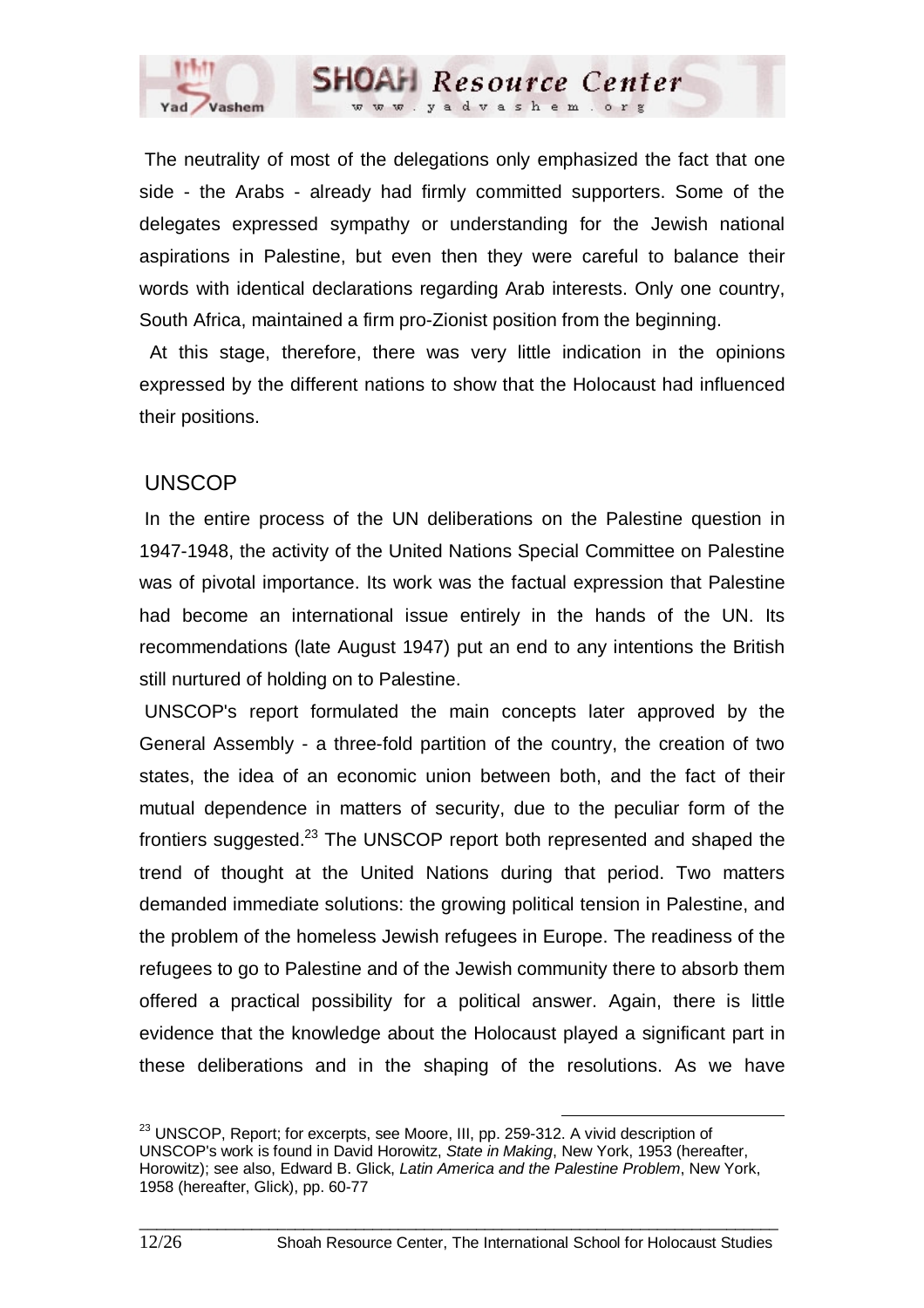The neutrality of most of the delegations only emphasized the fact that one side - the Arabs - already had firmly committed supporters. Some of the delegates expressed sympathy or understanding for the Jewish national aspirations in Palestine, but even then they were careful to balance their words with identical declarations regarding Arab interests. Only one country, South Africa, maintained a firm pro-Zionist position from the beginning.

At this stage, therefore, there was very little indication in the opinions expressed by the different nations to show that the Holocaust had influenced their positions.

## UNSCOP

In the entire process of the UN deliberations on the Palestine question in 1947-1948, the activity of the United Nations Special Committee on Palestine was of pivotal importance. Its work was the factual expression that Palestine had become an international issue entirely in the hands of the UN. Its recommendations (late August 1947) put an end to any intentions the British still nurtured of holding on to Palestine.

UNSCOP's report formulated the main concepts later approved by the General Assembly - a three-fold partition of the country, the creation of two states, the idea of an economic union between both, and the fact of their mutual dependence in matters of security, due to the peculiar form of the frontiers suggested.[23] The UNSCOP report both represented and shaped the trend of thought at the United Nations during that period. Two matters demanded immediate solutions: the growing political tension in Palestine, and the problem of the homeless Jewish refugees in Europe. The readiness of the refugees to go to Palestine and of the Jewish community there to absorb them offered a practical possibility for a political answer. Again, there is little evidence that the knowledge about the Holocaust played a significant part in these deliberations and in the shaping of the resolutions. As we have

---

[23] UNSCOP, Report; for excerpts, see Moore, III, pp. 259-312. A vivid description of UNSCOP's work is found in David Horowitz, *State in Making*, New York, 1953 (hereafter, Horowitz); see also, Edward B. Glick, *Latin America and the Palestine Problem*, New York, 1958 (hereafter, Glick), pp. 60-77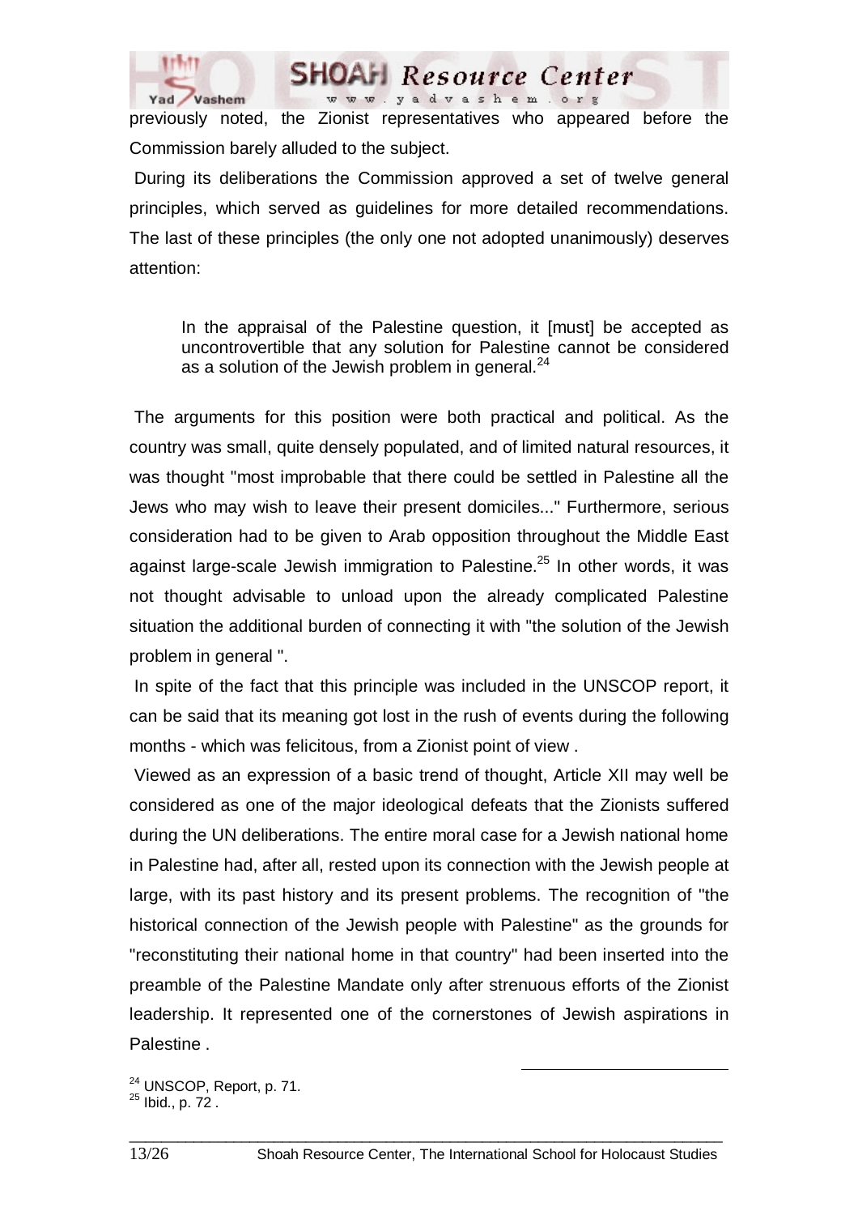previously noted, the Zionist representatives who appeared before the Commission barely alluded to the subject.

During its deliberations the Commission approved a set of twelve general principles, which served as guidelines for more detailed recommendations. The last of these principles (the only one not adopted unanimously) deserves attention:

> In the appraisal of the Palestine question, it [must] be accepted as uncontrovertible that any solution for Palestine cannot be considered as a solution of the Jewish problem in general.[24]

The arguments for this position were both practical and political. As the country was small, quite densely populated, and of limited natural resources, it was thought "most improbable that there could be settled in Palestine all the Jews who may wish to leave their present domiciles..." Furthermore, serious consideration had to be given to Arab opposition throughout the Middle East against large-scale Jewish immigration to Palestine.[25] In other words, it was not thought advisable to unload upon the already complicated Palestine situation the additional burden of connecting it with "the solution of the Jewish problem in general ".

In spite of the fact that this principle was included in the UNSCOP report, it can be said that its meaning got lost in the rush of events during the following months - which was felicitous, from a Zionist point of view .

Viewed as an expression of a basic trend of thought, Article XII may well be considered as one of the major ideological defeats that the Zionists suffered during the UN deliberations. The entire moral case for a Jewish national home in Palestine had, after all, rested upon its connection with the Jewish people at large, with its past history and its present problems. The recognition of "the historical connection of the Jewish people with Palestine" as the grounds for "reconstituting their national home in that country" had been inserted into the preamble of the Palestine Mandate only after strenuous efforts of the Zionist leadership. It represented one of the cornerstones of Jewish aspirations in Palestine .

---

[24] UNSCOP, Report, p. 71.

[25] Ibid., p. 72 .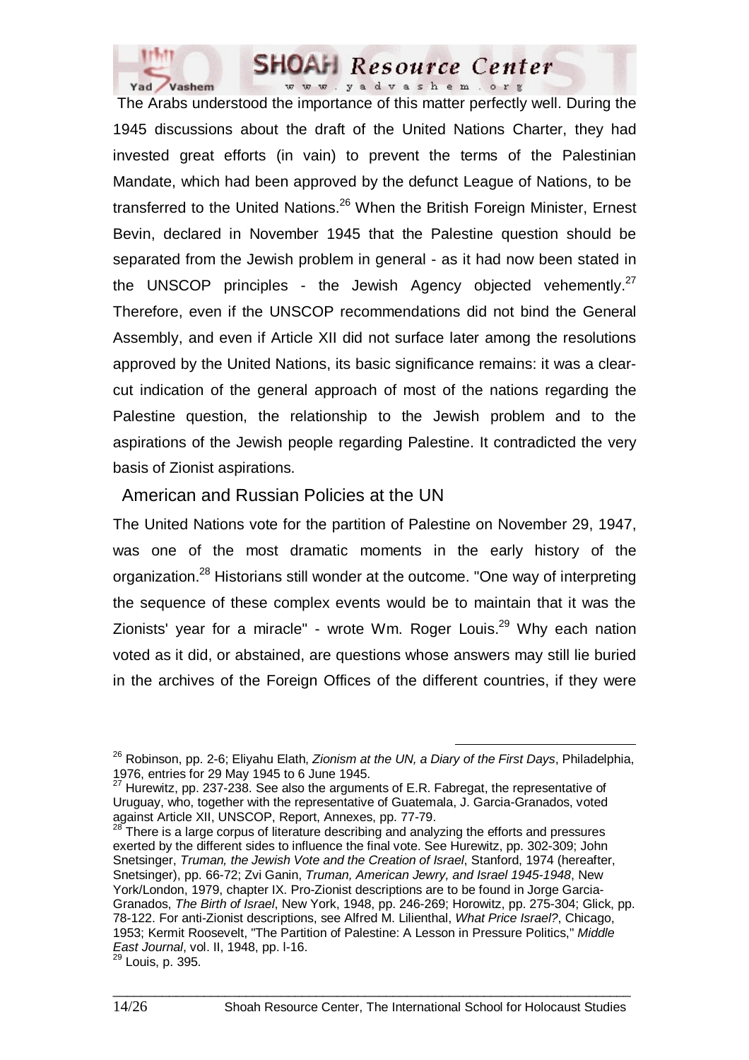The Arabs understood the importance of this matter perfectly well. During the 1945 discussions about the draft of the United Nations Charter, they had invested great efforts (in vain) to prevent the terms of the Palestinian Mandate, which had been approved by the defunct League of Nations, to be transferred to the United Nations.[26] When the British Foreign Minister, Ernest Bevin, declared in November 1945 that the Palestine question should be separated from the Jewish problem in general - as it had now been stated in the UNSCOP principles - the Jewish Agency objected vehemently.[27] Therefore, even if the UNSCOP recommendations did not bind the General Assembly, and even if Article XII did not surface later among the resolutions approved by the United Nations, its basic significance remains: it was a clear-cut indication of the general approach of most of the nations regarding the Palestine question, the relationship to the Jewish problem and to the aspirations of the Jewish people regarding Palestine. It contradicted the very basis of Zionist aspirations.

## American and Russian Policies at the UN

The United Nations vote for the partition of Palestine on November 29, 1947, was one of the most dramatic moments in the early history of the organization.[28] Historians still wonder at the outcome. "One way of interpreting the sequence of these complex events would be to maintain that it was the Zionists' year for a miracle" - wrote Wm. Roger Louis.[29] Why each nation voted as it did, or abstained, are questions whose answers may still lie buried in the archives of the Foreign Offices of the different countries, if they were

---

[26] Robinson, pp. 2-6; Eliyahu Elath, *Zionism at the UN, a Diary of the First Days*, Philadelphia, 1976, entries for 29 May 1945 to 6 June 1945.

[27] Hurewitz, pp. 237-238. See also the arguments of E.R. Fabregat, the representative of Uruguay, who, together with the representative of Guatemala, J. Garcia-Granados, voted against Article XII, UNSCOP, Report, Annexes, pp. 77-79.

[28] There is a large corpus of literature describing and analyzing the efforts and pressures exerted by the different sides to influence the final vote. See Hurewitz, pp. 302-309; John Snetsinger, *Truman, the Jewish Vote and the Creation of Israel*, Stanford, 1974 (hereafter, Snetsinger), pp. 66-72; Zvi Ganin, *Truman, American Jewry, and Israel 1945-1948*, New York/London, 1979, chapter IX. Pro-Zionist descriptions are to be found in Jorge Garcia-Granados, *The Birth of Israel*, New York, 1948, pp. 246-269; Horowitz, pp. 275-304; Glick, pp. 78-122. For anti-Zionist descriptions, see Alfred M. Lilienthal, *What Price Israel?*, Chicago, 1953; Kermit Roosevelt, "The Partition of Palestine: A Lesson in Pressure Politics," *Middle East Journal*, vol. II, 1948, pp. l-16.

[29] Louis, p. 395.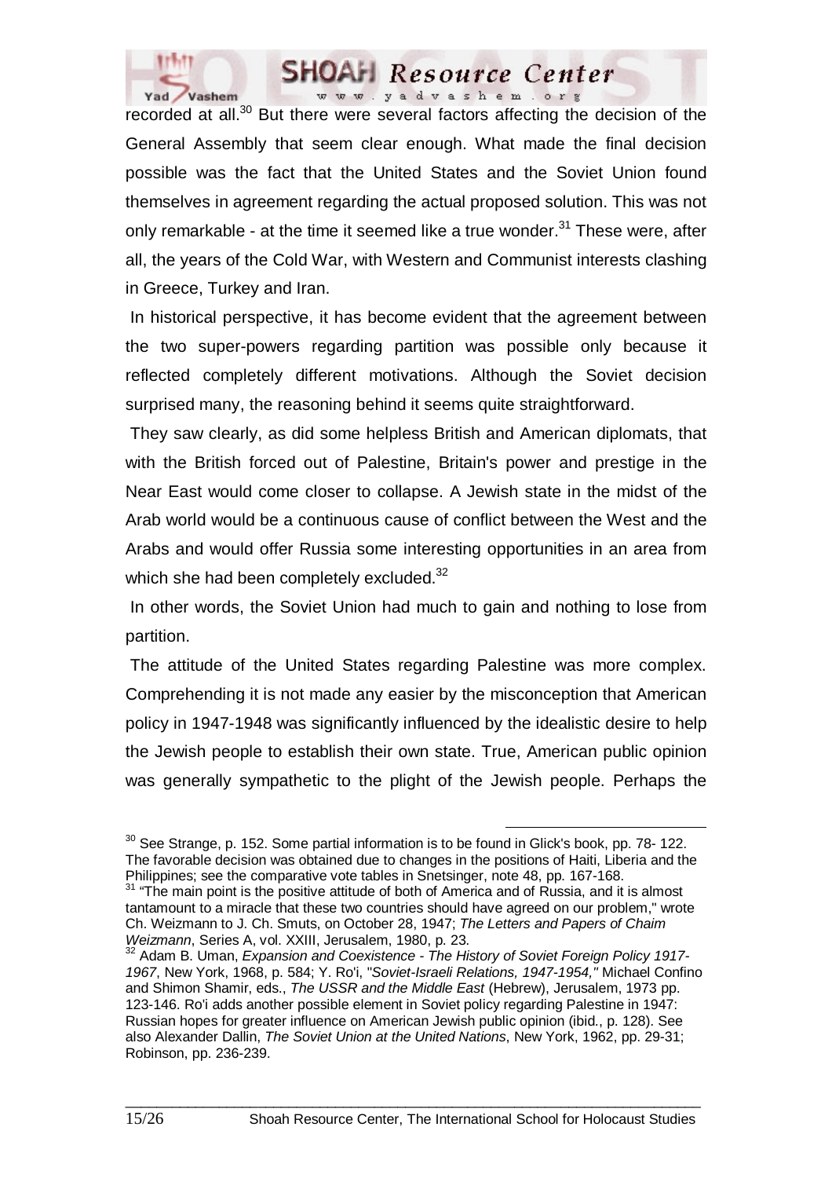recorded at all.[30] But there were several factors affecting the decision of the General Assembly that seem clear enough. What made the final decision possible was the fact that the United States and the Soviet Union found themselves in agreement regarding the actual proposed solution. This was not only remarkable - at the time it seemed like a true wonder.[31] These were, after all, the years of the Cold War, with Western and Communist interests clashing in Greece, Turkey and Iran.

In historical perspective, it has become evident that the agreement between the two super-powers regarding partition was possible only because it reflected completely different motivations. Although the Soviet decision surprised many, the reasoning behind it seems quite straightforward.

They saw clearly, as did some helpless British and American diplomats, that with the British forced out of Palestine, Britain's power and prestige in the Near East would come closer to collapse. A Jewish state in the midst of the Arab world would be a continuous cause of conflict between the West and the Arabs and would offer Russia some interesting opportunities in an area from which she had been completely excluded.[32]

In other words, the Soviet Union had much to gain and nothing to lose from partition.

The attitude of the United States regarding Palestine was more complex. Comprehending it is not made any easier by the misconception that American policy in 1947-1948 was significantly influenced by the idealistic desire to help the Jewish people to establish their own state. True, American public opinion was generally sympathetic to the plight of the Jewish people. Perhaps the

---

[30] See Strange, p. 152. Some partial information is to be found in Glick's book, pp. 78- 122. The favorable decision was obtained due to changes in the positions of Haiti, Liberia and the Philippines; see the comparative vote tables in Snetsinger, note 48, pp. 167-168.

[31] "The main point is the positive attitude of both of America and of Russia, and it is almost tantamount to a miracle that these two countries should have agreed on our problem," wrote Ch. Weizmann to J. Ch. Smuts, on October 28, 1947; *The Letters and Papers of Chaim Weizmann*, Series A, vol. XXIII, Jerusalem, 1980, p. 23.

[32] Adam B. Uman, *Expansion and Coexistence - The History of Soviet Foreign Policy 1917-1967*, New York, 1968, p. 584; Y. Ro'i, "*Soviet-Israeli Relations, 1947-1954,"* Michael Confino and Shimon Shamir, eds., *The USSR and the Middle East* (Hebrew), Jerusalem, 1973 pp. 123-146. Ro'i adds another possible element in Soviet policy regarding Palestine in 1947: Russian hopes for greater influence on American Jewish public opinion (ibid., p. 128). See also Alexander Dallin, *The Soviet Union at the United Nations*, New York, 1962, pp. 29-31; Robinson, pp. 236-239.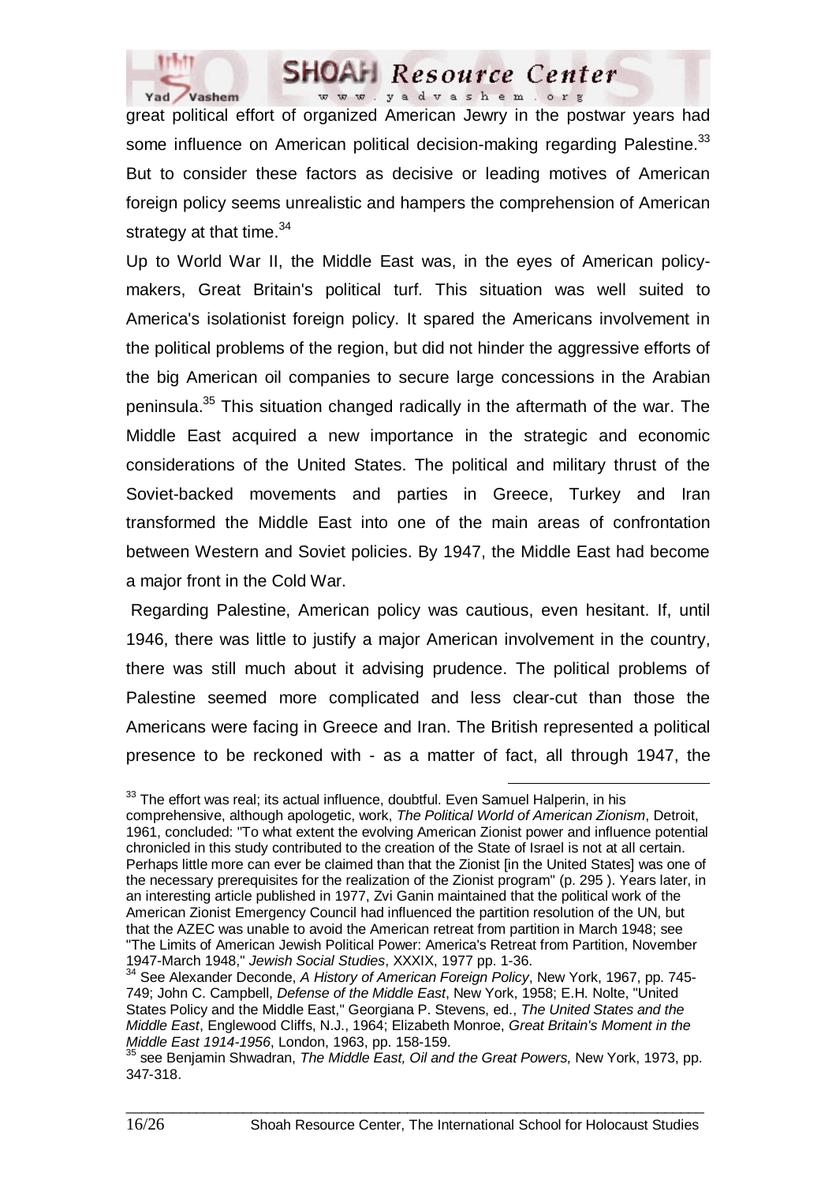great political effort of organized American Jewry in the postwar years had some influence on American political decision-making regarding Palestine.[33] But to consider these factors as decisive or leading motives of American foreign policy seems unrealistic and hampers the comprehension of American strategy at that time.[34]

Up to World War II, the Middle East was, in the eyes of American policy-makers, Great Britain's political turf. This situation was well suited to America's isolationist foreign policy. It spared the Americans involvement in the political problems of the region, but did not hinder the aggressive efforts of the big American oil companies to secure large concessions in the Arabian peninsula.[35] This situation changed radically in the aftermath of the war. The Middle East acquired a new importance in the strategic and economic considerations of the United States. The political and military thrust of the Soviet-backed movements and parties in Greece, Turkey and Iran transformed the Middle East into one of the main areas of confrontation between Western and Soviet policies. By 1947, the Middle East had become a major front in the Cold War.

Regarding Palestine, American policy was cautious, even hesitant. If, until 1946, there was little to justify a major American involvement in the country, there was still much about it advising prudence. The political problems of Palestine seemed more complicated and less clear-cut than those the Americans were facing in Greece and Iran. The British represented a political presence to be reckoned with - as a matter of fact, all through 1947, the

---

[33] The effort was real; its actual influence, doubtful. Even Samuel Halperin, in his comprehensive, although apologetic, work, *The Political World of American Zionism*, Detroit, 1961, concluded: "To what extent the evolving American Zionist power and influence potential chronicled in this study contributed to the creation of the State of Israel is not at all certain. Perhaps little more can ever be claimed than that the Zionist [in the United States] was one of the necessary prerequisites for the realization of the Zionist program" (p. 295 ). Years later, in an interesting article published in 1977, Zvi Ganin maintained that the political work of the American Zionist Emergency Council had influenced the partition resolution of the UN, but that the AZEC was unable to avoid the American retreat from partition in March 1948; see "The Limits of American Jewish Political Power: America's Retreat from Partition, November 1947-March 1948," *Jewish Social Studies*, XXXIX, 1977 pp. 1-36.

[34] See Alexander Deconde, *A History of American Foreign Policy*, New York, 1967, pp. 745-749; John C. Campbell, *Defense of the Middle East*, New York, 1958; E.H. Nolte, "United States Policy and the Middle East," Georgiana P. Stevens, ed., *The United States and the Middle East*, Englewood Cliffs, N.J., 1964; Elizabeth Monroe, *Great Britain's Moment in the Middle East 1914-1956*, London, 1963, pp. 158-159.

[35] see Benjamin Shwadran, *The Middle East, Oil and the Great Powers,* New York, 1973, pp. 347-318.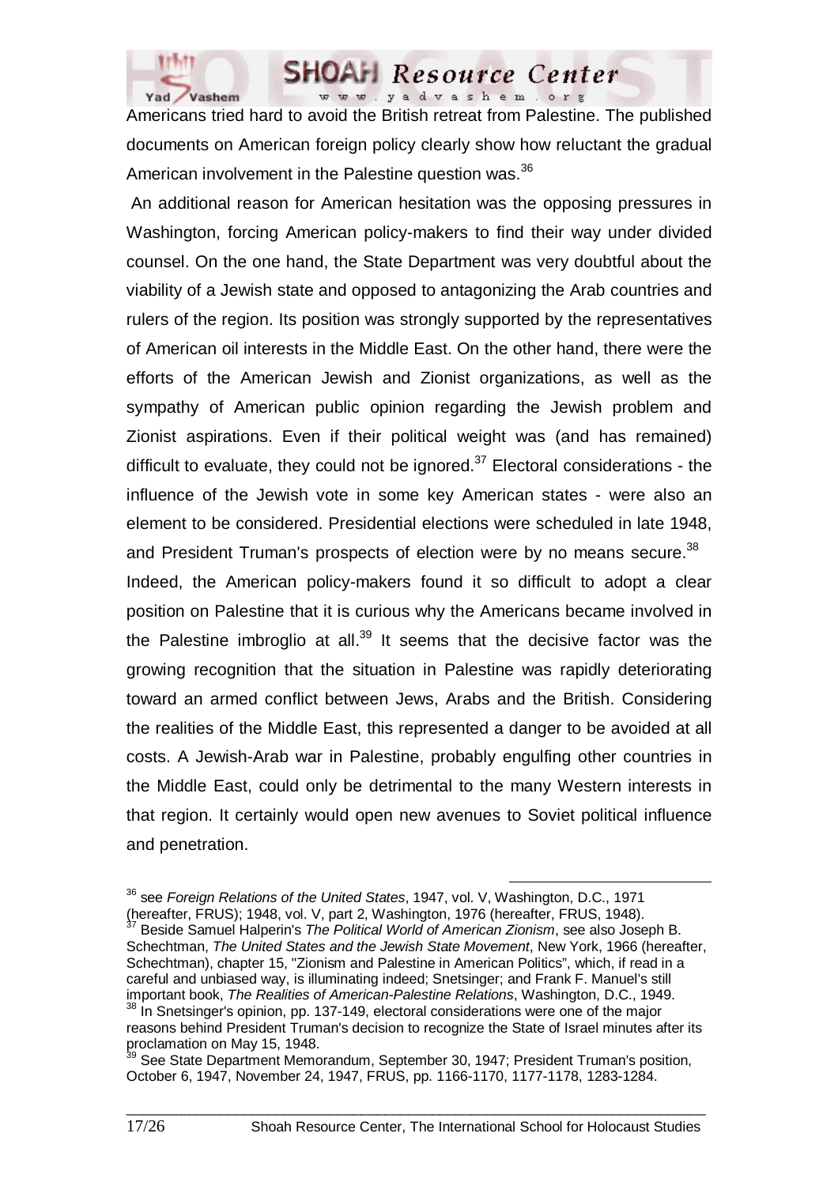Americans tried hard to avoid the British retreat from Palestine. The published documents on American foreign policy clearly show how reluctant the gradual American involvement in the Palestine question was.[36]

An additional reason for American hesitation was the opposing pressures in Washington, forcing American policy-makers to find their way under divided counsel. On the one hand, the State Department was very doubtful about the viability of a Jewish state and opposed to antagonizing the Arab countries and rulers of the region. Its position was strongly supported by the representatives of American oil interests in the Middle East. On the other hand, there were the efforts of the American Jewish and Zionist organizations, as well as the sympathy of American public opinion regarding the Jewish problem and Zionist aspirations. Even if their political weight was (and has remained) difficult to evaluate, they could not be ignored.[37] Electoral considerations - the influence of the Jewish vote in some key American states - were also an element to be considered. Presidential elections were scheduled in late 1948, and President Truman's prospects of election were by no means secure.[38]

Indeed, the American policy-makers found it so difficult to adopt a clear position on Palestine that it is curious why the Americans became involved in the Palestine imbroglio at all.[39] It seems that the decisive factor was the growing recognition that the situation in Palestine was rapidly deteriorating toward an armed conflict between Jews, Arabs and the British. Considering the realities of the Middle East, this represented a danger to be avoided at all costs. A Jewish-Arab war in Palestine, probably engulfing other countries in the Middle East, could only be detrimental to the many Western interests in that region. It certainly would open new avenues to Soviet political influence and penetration.

---

[36] see *Foreign Relations of the United States*, 1947, vol. V, Washington, D.C., 1971 (hereafter, FRUS); 1948, vol. V, part 2, Washington, 1976 (hereafter, FRUS, 1948).

[37] Beside Samuel Halperin's *The Political World of American Zionism*, see also Joseph B. Schechtman, *The United States and the Jewish State Movement*, New York, 1966 (hereafter, Schechtman), chapter 15, "Zionism and Palestine in American Politics", which, if read in a careful and unbiased way, is illuminating indeed; Snetsinger; and Frank F. Manuel's still important book, *The Realities of American-Palestine Relations*, Washington, D.C., 1949.

[38] In Snetsinger's opinion, pp. 137-149, electoral considerations were one of the major reasons behind President Truman's decision to recognize the State of Israel minutes after its proclamation on May 15, 1948.

[39] See State Department Memorandum, September 30, 1947; President Truman's position, October 6, 1947, November 24, 1947, FRUS, pp. 1166-1170, 1177-1178, 1283-1284.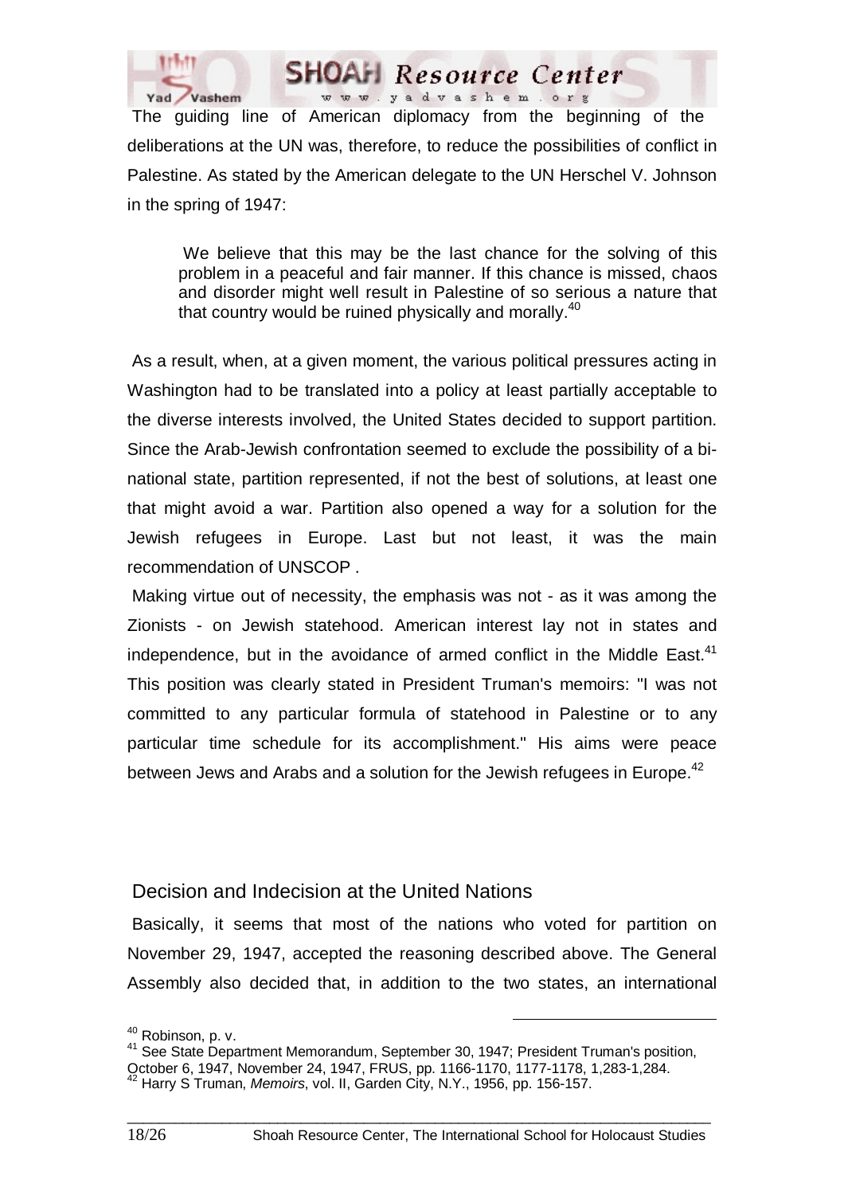The guiding line of American diplomacy from the beginning of the deliberations at the UN was, therefore, to reduce the possibilities of conflict in Palestine. As stated by the American delegate to the UN Herschel V. Johnson in the spring of 1947:

> We believe that this may be the last chance for the solving of this problem in a peaceful and fair manner. If this chance is missed, chaos and disorder might well result in Palestine of so serious a nature that that country would be ruined physically and morally.[40]

As a result, when, at a given moment, the various political pressures acting in Washington had to be translated into a policy at least partially acceptable to the diverse interests involved, the United States decided to support partition. Since the Arab-Jewish confrontation seemed to exclude the possibility of a bi-national state, partition represented, if not the best of solutions, at least one that might avoid a war. Partition also opened a way for a solution for the Jewish refugees in Europe. Last but not least, it was the main recommendation of UNSCOP .

Making virtue out of necessity, the emphasis was not - as it was among the Zionists - on Jewish statehood. American interest lay not in states and independence, but in the avoidance of armed conflict in the Middle East.[41] This position was clearly stated in President Truman's memoirs: "I was not committed to any particular formula of statehood in Palestine or to any particular time schedule for its accomplishment." His aims were peace between Jews and Arabs and a solution for the Jewish refugees in Europe.[42]

## Decision and Indecision at the United Nations

Basically, it seems that most of the nations who voted for partition on November 29, 1947, accepted the reasoning described above. The General Assembly also decided that, in addition to the two states, an international

---

[40] Robinson, p. v.

[41] See State Department Memorandum, September 30, 1947; President Truman's position, October 6, 1947, November 24, 1947, FRUS, pp. 1166-1170, 1177-1178, 1,283-1,284.

[42] Harry S Truman, *Memoirs*, vol. II, Garden City, N.Y., 1956, pp. 156-157.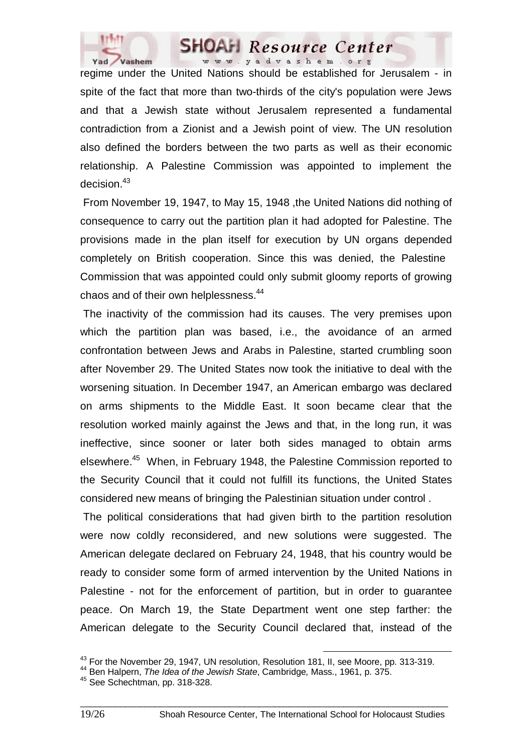regime under the United Nations should be established for Jerusalem - in spite of the fact that more than two-thirds of the city's population were Jews and that a Jewish state without Jerusalem represented a fundamental contradiction from a Zionist and a Jewish point of view. The UN resolution also defined the borders between the two parts as well as their economic relationship. A Palestine Commission was appointed to implement the decision.[43]

From November 19, 1947, to May 15, 1948 ,the United Nations did nothing of consequence to carry out the partition plan it had adopted for Palestine. The provisions made in the plan itself for execution by UN organs depended completely on British cooperation. Since this was denied, the Palestine Commission that was appointed could only submit gloomy reports of growing chaos and of their own helplessness.[44]

The inactivity of the commission had its causes. The very premises upon which the partition plan was based, i.e., the avoidance of an armed confrontation between Jews and Arabs in Palestine, started crumbling soon after November 29. The United States now took the initiative to deal with the worsening situation. In December 1947, an American embargo was declared on arms shipments to the Middle East. It soon became clear that the resolution worked mainly against the Jews and that, in the long run, it was ineffective, since sooner or later both sides managed to obtain arms elsewhere.[45] When, in February 1948, the Palestine Commission reported to the Security Council that it could not fulfill its functions, the United States considered new means of bringing the Palestinian situation under control .

The political considerations that had given birth to the partition resolution were now coldly reconsidered, and new solutions were suggested. The American delegate declared on February 24, 1948, that his country would be ready to consider some form of armed intervention by the United Nations in Palestine - not for the enforcement of partition, but in order to guarantee peace. On March 19, the State Department went one step farther: the American delegate to the Security Council declared that, instead of the

---

[43] For the November 29, 1947, UN resolution, Resolution 181, II, see Moore, pp. 313-319.

[44] Ben Halpern, *The Idea of the Jewish State*, Cambridge, Mass., 1961, p. 375.

[45] See Schechtman, pp. 318-328.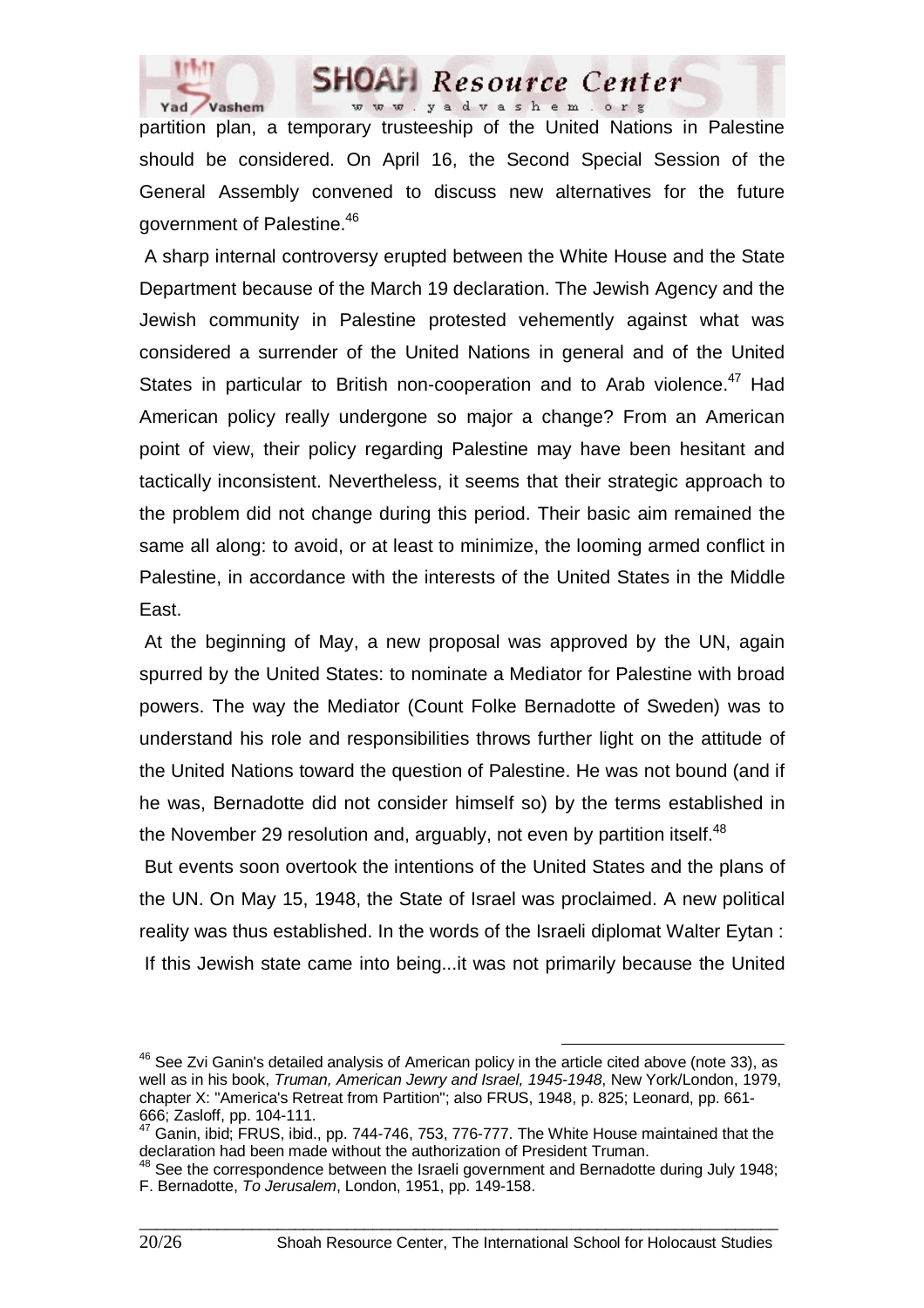partition plan, a temporary trusteeship of the United Nations in Palestine should be considered. On April 16, the Second Special Session of the General Assembly convened to discuss new alternatives for the future government of Palestine.[46]

A sharp internal controversy erupted between the White House and the State Department because of the March 19 declaration. The Jewish Agency and the Jewish community in Palestine protested vehemently against what was considered a surrender of the United Nations in general and of the United States in particular to British non-cooperation and to Arab violence.[47] Had American policy really undergone so major a change? From an American point of view, their policy regarding Palestine may have been hesitant and tactically inconsistent. Nevertheless, it seems that their strategic approach to the problem did not change during this period. Their basic aim remained the same all along: to avoid, or at least to minimize, the looming armed conflict in Palestine, in accordance with the interests of the United States in the Middle East.

At the beginning of May, a new proposal was approved by the UN, again spurred by the United States: to nominate a Mediator for Palestine with broad powers. The way the Mediator (Count Folke Bernadotte of Sweden) was to understand his role and responsibilities throws further light on the attitude of the United Nations toward the question of Palestine. He was not bound (and if he was, Bernadotte did not consider himself so) by the terms established in the November 29 resolution and, arguably, not even by partition itself.[48]

But events soon overtook the intentions of the United States and the plans of the UN. On May 15, 1948, the State of Israel was proclaimed. A new political reality was thus established. In the words of the Israeli diplomat Walter Eytan :

If this Jewish state came into being...it was not primarily because the United

---

[46] See Zvi Ganin's detailed analysis of American policy in the article cited above (note 33), as well as in his book, *Truman, American Jewry and Israel, 1945-1948*, New York/London, 1979, chapter X: "America's Retreat from Partition"; also FRUS, 1948, p. 825; Leonard, pp. 661-666; Zasloff, pp. 104-111.

[47] Ganin, ibid; FRUS, ibid., pp. 744-746, 753, 776-777. The White House maintained that the declaration had been made without the authorization of President Truman.

[48] See the correspondence between the Israeli government and Bernadotte during July 1948; F. Bernadotte, *To Jerusalem*, London, 1951, pp. 149-158.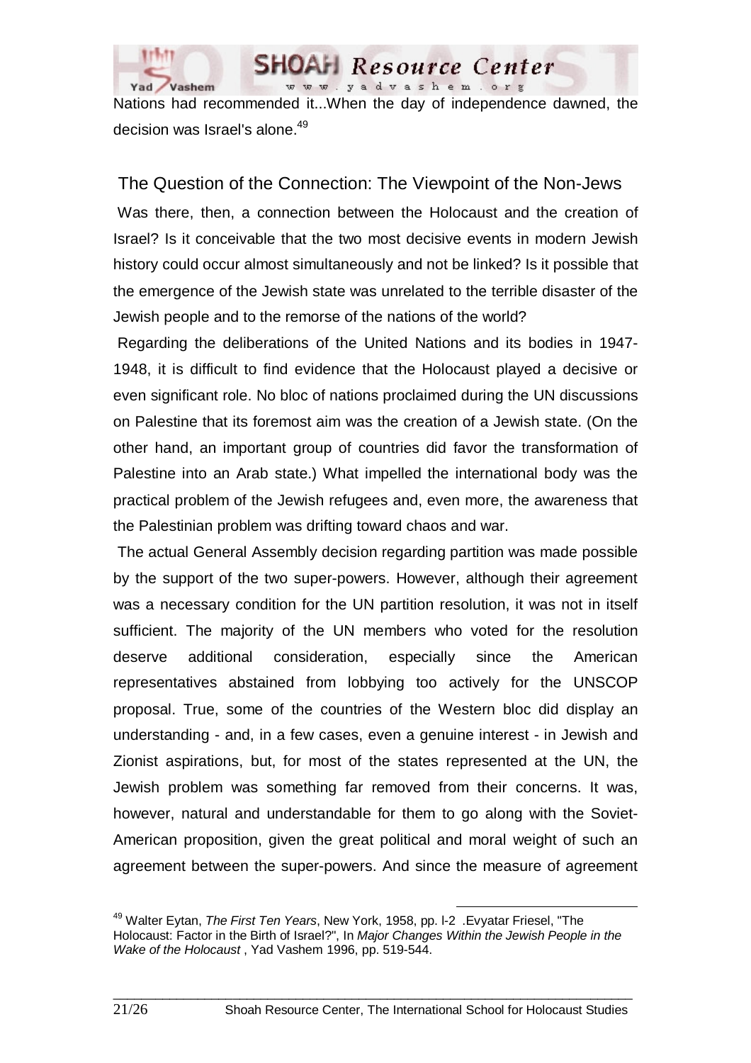Nations had recommended it...When the day of independence dawned, the decision was Israel's alone.[49]

## The Question of the Connection: The Viewpoint of the Non-Jews

Was there, then, a connection between the Holocaust and the creation of Israel? Is it conceivable that the two most decisive events in modern Jewish history could occur almost simultaneously and not be linked? Is it possible that the emergence of the Jewish state was unrelated to the terrible disaster of the Jewish people and to the remorse of the nations of the world?

Regarding the deliberations of the United Nations and its bodies in 1947-1948, it is difficult to find evidence that the Holocaust played a decisive or even significant role. No bloc of nations proclaimed during the UN discussions on Palestine that its foremost aim was the creation of a Jewish state. (On the other hand, an important group of countries did favor the transformation of Palestine into an Arab state.) What impelled the international body was the practical problem of the Jewish refugees and, even more, the awareness that the Palestinian problem was drifting toward chaos and war.

The actual General Assembly decision regarding partition was made possible by the support of the two super-powers. However, although their agreement was a necessary condition for the UN partition resolution, it was not in itself sufficient. The majority of the UN members who voted for the resolution deserve additional consideration, especially since the American representatives abstained from lobbying too actively for the UNSCOP proposal. True, some of the countries of the Western bloc did display an understanding - and, in a few cases, even a genuine interest - in Jewish and Zionist aspirations, but, for most of the states represented at the UN, the Jewish problem was something far removed from their concerns. It was, however, natural and understandable for them to go along with the Soviet-American proposition, given the great political and moral weight of such an agreement between the super-powers. And since the measure of agreement

---

[49] Walter Eytan, *The First Ten Years*, New York, 1958, pp. l-2 .Evyatar Friesel, "The Holocaust: Factor in the Birth of Israel?", In *Major Changes Within the Jewish People in the Wake of the Holocaust* , Yad Vashem 1996, pp. 519-544.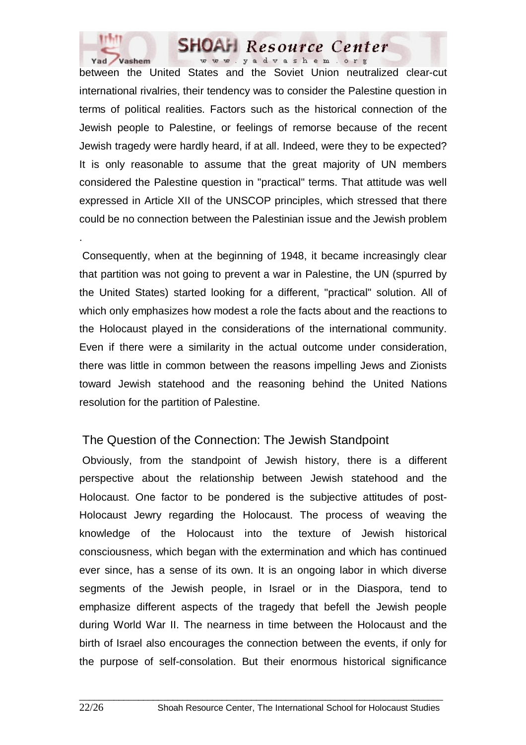between the United States and the Soviet Union neutralized clear-cut international rivalries, their tendency was to consider the Palestine question in terms of political realities. Factors such as the historical connection of the Jewish people to Palestine, or feelings of remorse because of the recent Jewish tragedy were hardly heard, if at all. Indeed, were they to be expected? It is only reasonable to assume that the great majority of UN members considered the Palestine question in "practical" terms. That attitude was well expressed in Article XII of the UNSCOP principles, which stressed that there could be no connection between the Palestinian issue and the Jewish problem.

Consequently, when at the beginning of 1948, it became increasingly clear that partition was not going to prevent a war in Palestine, the UN (spurred by the United States) started looking for a different, "practical" solution. All of which only emphasizes how modest a role the facts about and the reactions to the Holocaust played in the considerations of the international community. Even if there were a similarity in the actual outcome under consideration, there was little in common between the reasons impelling Jews and Zionists toward Jewish statehood and the reasoning behind the United Nations resolution for the partition of Palestine.

## The Question of the Connection: The Jewish Standpoint

Obviously, from the standpoint of Jewish history, there is a different perspective about the relationship between Jewish statehood and the Holocaust. One factor to be pondered is the subjective attitudes of post-Holocaust Jewry regarding the Holocaust. The process of weaving the knowledge of the Holocaust into the texture of Jewish historical consciousness, which began with the extermination and which has continued ever since, has a sense of its own. It is an ongoing labor in which diverse segments of the Jewish people, in Israel or in the Diaspora, tend to emphasize different aspects of the tragedy that befell the Jewish people during World War II. The nearness in time between the Holocaust and the birth of Israel also encourages the connection between the events, if only for the purpose of self-consolation. But their enormous historical significance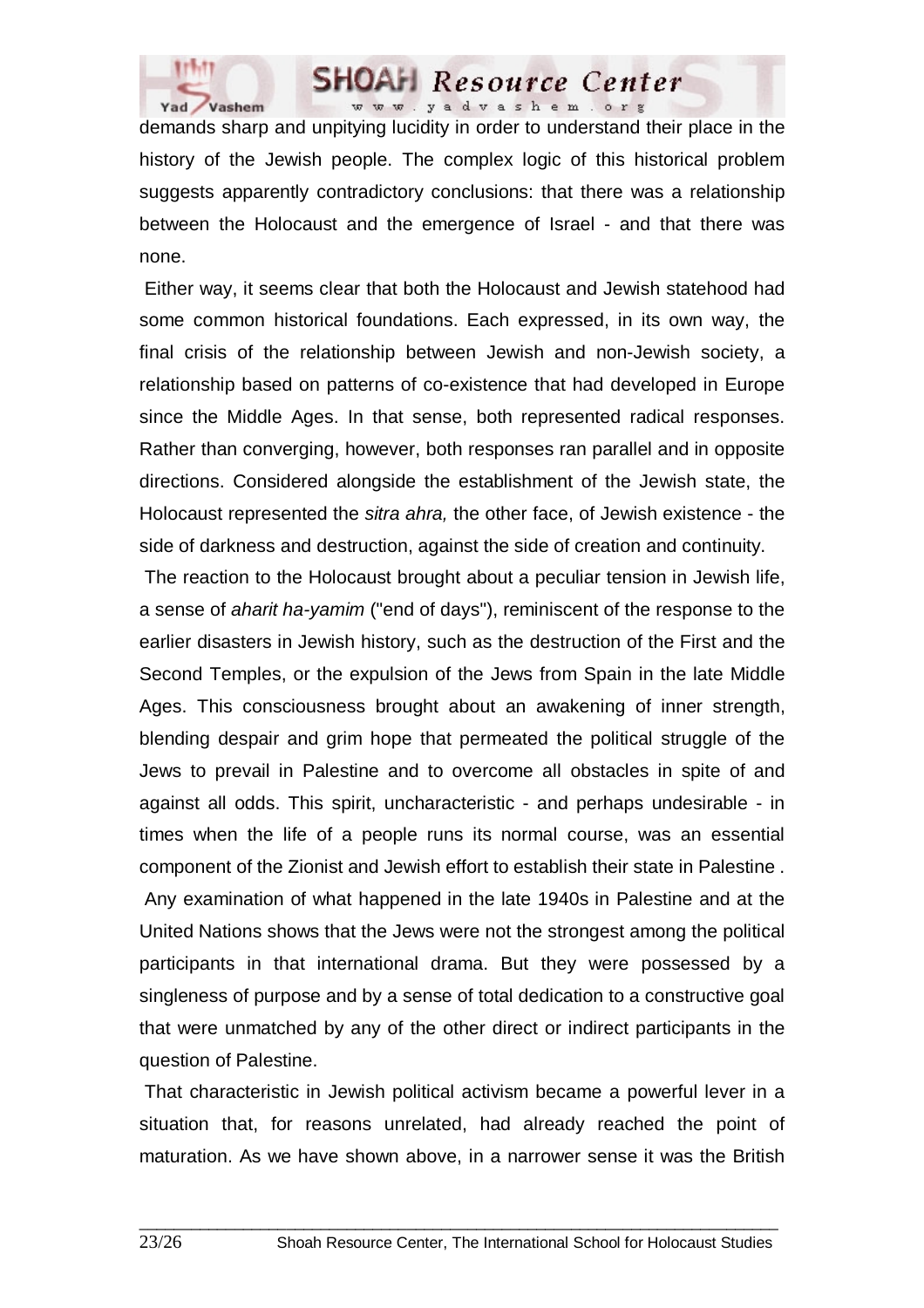demands sharp and unpitying lucidity in order to understand their place in the history of the Jewish people. The complex logic of this historical problem suggests apparently contradictory conclusions: that there was a relationship between the Holocaust and the emergence of Israel - and that there was none.

Either way, it seems clear that both the Holocaust and Jewish statehood had some common historical foundations. Each expressed, in its own way, the final crisis of the relationship between Jewish and non-Jewish society, a relationship based on patterns of co-existence that had developed in Europe since the Middle Ages. In that sense, both represented radical responses. Rather than converging, however, both responses ran parallel and in opposite directions. Considered alongside the establishment of the Jewish state, the Holocaust represented the *sitra ahra,* the other face, of Jewish existence - the side of darkness and destruction, against the side of creation and continuity.

The reaction to the Holocaust brought about a peculiar tension in Jewish life, a sense of *aharit ha-yamim* ("end of days"), reminiscent of the response to the earlier disasters in Jewish history, such as the destruction of the First and the Second Temples, or the expulsion of the Jews from Spain in the late Middle Ages. This consciousness brought about an awakening of inner strength, blending despair and grim hope that permeated the political struggle of the Jews to prevail in Palestine and to overcome all obstacles in spite of and against all odds. This spirit, uncharacteristic - and perhaps undesirable - in times when the life of a people runs its normal course, was an essential component of the Zionist and Jewish effort to establish their state in Palestine .

Any examination of what happened in the late 1940s in Palestine and at the United Nations shows that the Jews were not the strongest among the political participants in that international drama. But they were possessed by a singleness of purpose and by a sense of total dedication to a constructive goal that were unmatched by any of the other direct or indirect participants in the question of Palestine.

That characteristic in Jewish political activism became a powerful lever in a situation that, for reasons unrelated, had already reached the point of maturation. As we have shown above, in a narrower sense it was the British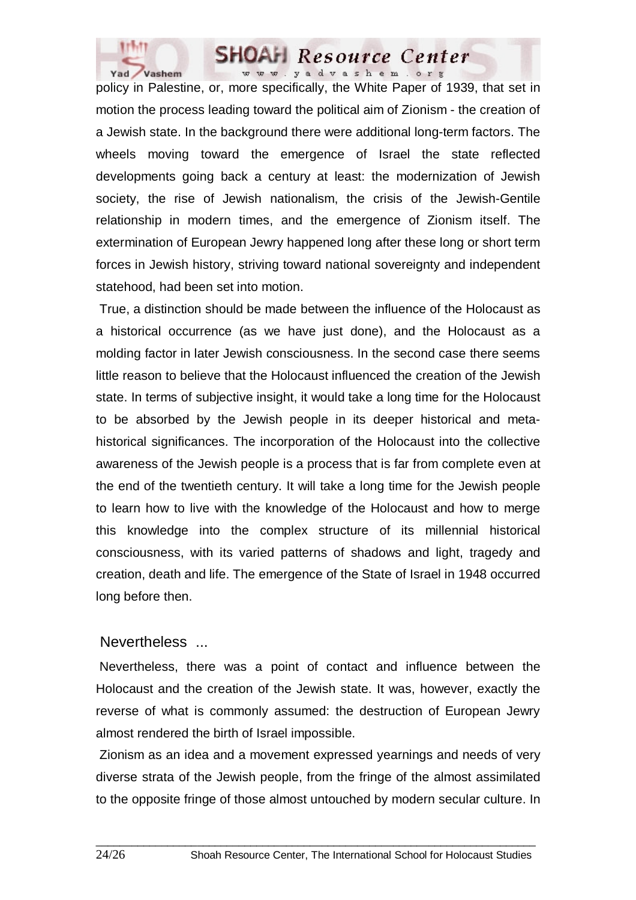policy in Palestine, or, more specifically, the White Paper of 1939, that set in motion the process leading toward the political aim of Zionism - the creation of a Jewish state. In the background there were additional long-term factors. The wheels moving toward the emergence of Israel the state reflected developments going back a century at least: the modernization of Jewish society, the rise of Jewish nationalism, the crisis of the Jewish-Gentile relationship in modern times, and the emergence of Zionism itself. The extermination of European Jewry happened long after these long or short term forces in Jewish history, striving toward national sovereignty and independent statehood, had been set into motion.

True, a distinction should be made between the influence of the Holocaust as a historical occurrence (as we have just done), and the Holocaust as a molding factor in later Jewish consciousness. In the second case there seems little reason to believe that the Holocaust influenced the creation of the Jewish state. In terms of subjective insight, it would take a long time for the Holocaust to be absorbed by the Jewish people in its deeper historical and meta-historical significances. The incorporation of the Holocaust into the collective awareness of the Jewish people is a process that is far from complete even at the end of the twentieth century. It will take a long time for the Jewish people to learn how to live with the knowledge of the Holocaust and how to merge this knowledge into the complex structure of its millennial historical consciousness, with its varied patterns of shadows and light, tragedy and creation, death and life. The emergence of the State of Israel in 1948 occurred long before then.

## Nevertheless ...

Nevertheless, there was a point of contact and influence between the Holocaust and the creation of the Jewish state. It was, however, exactly the reverse of what is commonly assumed: the destruction of European Jewry almost rendered the birth of Israel impossible.

Zionism as an idea and a movement expressed yearnings and needs of very diverse strata of the Jewish people, from the fringe of the almost assimilated to the opposite fringe of those almost untouched by modern secular culture. In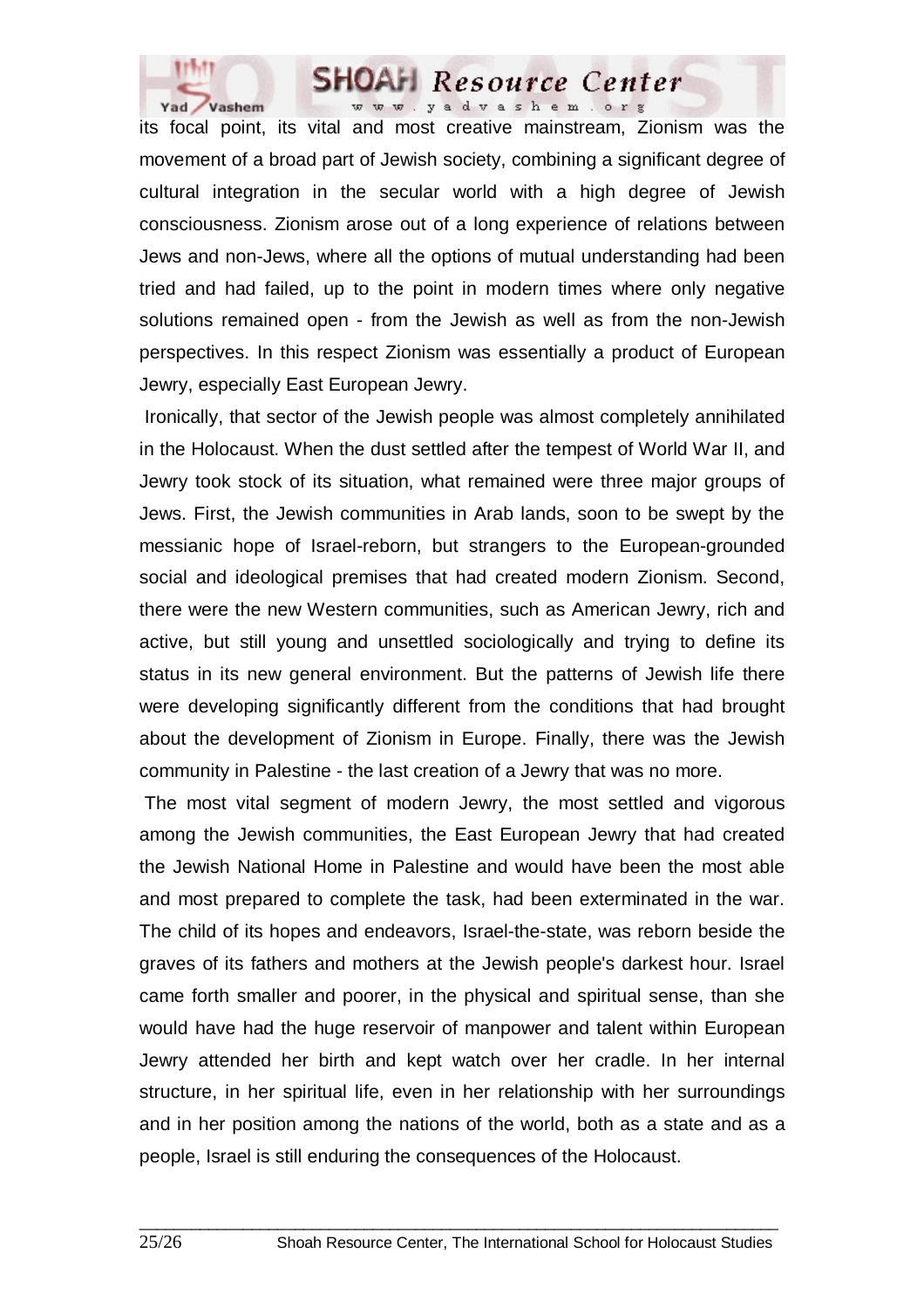its focal point, its vital and most creative mainstream, Zionism was the movement of a broad part of Jewish society, combining a significant degree of cultural integration in the secular world with a high degree of Jewish consciousness. Zionism arose out of a long experience of relations between Jews and non-Jews, where all the options of mutual understanding had been tried and had failed, up to the point in modern times where only negative solutions remained open - from the Jewish as well as from the non-Jewish perspectives. In this respect Zionism was essentially a product of European Jewry, especially East European Jewry.

Ironically, that sector of the Jewish people was almost completely annihilated in the Holocaust. When the dust settled after the tempest of World War II, and Jewry took stock of its situation, what remained were three major groups of Jews. First, the Jewish communities in Arab lands, soon to be swept by the messianic hope of Israel-reborn, but strangers to the European-grounded social and ideological premises that had created modern Zionism. Second, there were the new Western communities, such as American Jewry, rich and active, but still young and unsettled sociologically and trying to define its status in its new general environment. But the patterns of Jewish life there were developing significantly different from the conditions that had brought about the development of Zionism in Europe. Finally, there was the Jewish community in Palestine - the last creation of a Jewry that was no more.

The most vital segment of modern Jewry, the most settled and vigorous among the Jewish communities, the East European Jewry that had created the Jewish National Home in Palestine and would have been the most able and most prepared to complete the task, had been exterminated in the war. The child of its hopes and endeavors, Israel-the-state, was reborn beside the graves of its fathers and mothers at the Jewish people's darkest hour. Israel came forth smaller and poorer, in the physical and spiritual sense, than she would have had the huge reservoir of manpower and talent within European Jewry attended her birth and kept watch over her cradle. In her internal structure, in her spiritual life, even in her relationship with her surroundings and in her position among the nations of the world, both as a state and as a people, Israel is still enduring the consequences of the Holocaust.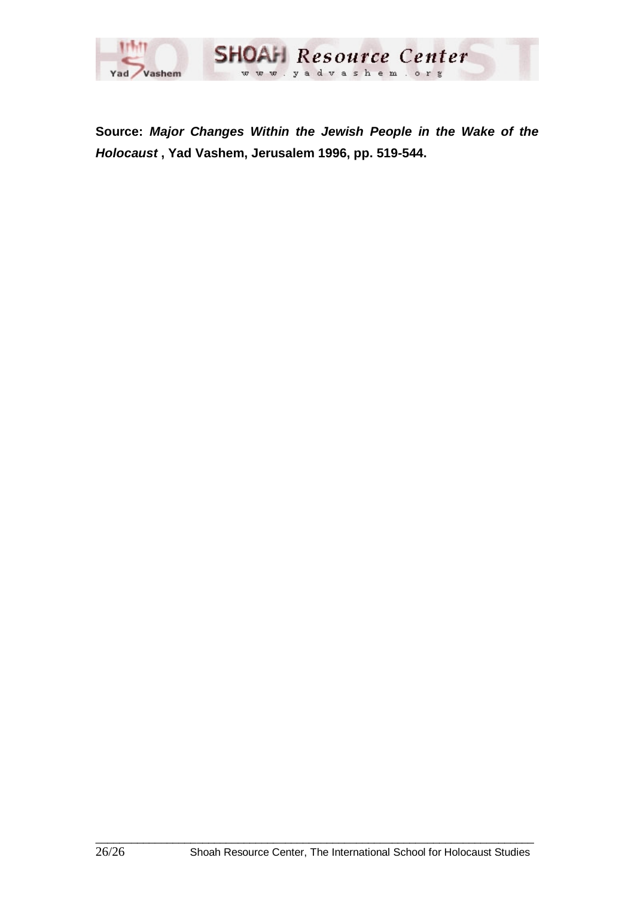**Source:** ***Major Changes Within the Jewish People in the Wake of the Holocaust*** **, Yad Vashem, Jerusalem 1996, pp. 519-544.**